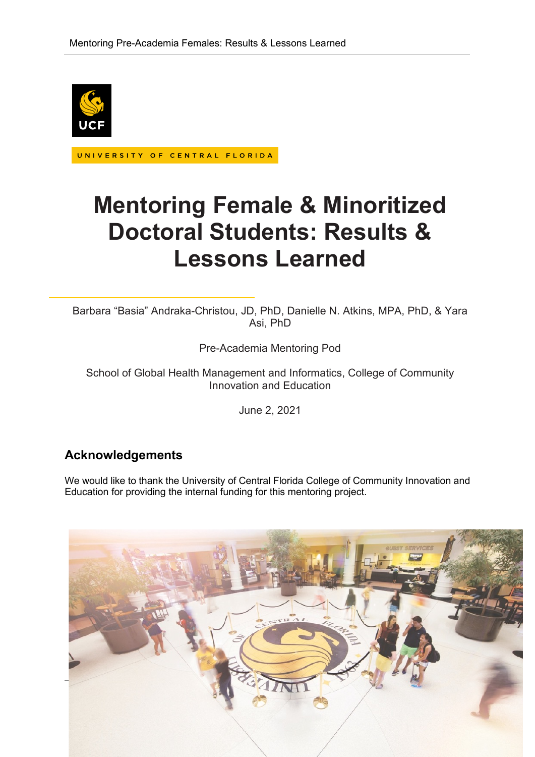UNIVERSITY OF CENTRAL FLORIDA

# Mentoring Female & Minoritized Doctoral Students: Results & Lessons Learned

Barbara "Basia" Andraka-Christou, JD, PhD, Danielle N. Atkins, MPA, PhD, & Yara Asi, PhD

Pre-Academia Mentoring Pod

School of Global Health Management and Informatics, College of Community Innovation and Education

June 2, 2021

## Acknowledgements

We would like to thank the University of Central Florida College of Community Innovation and Education for providing the internal funding for this mentoring project.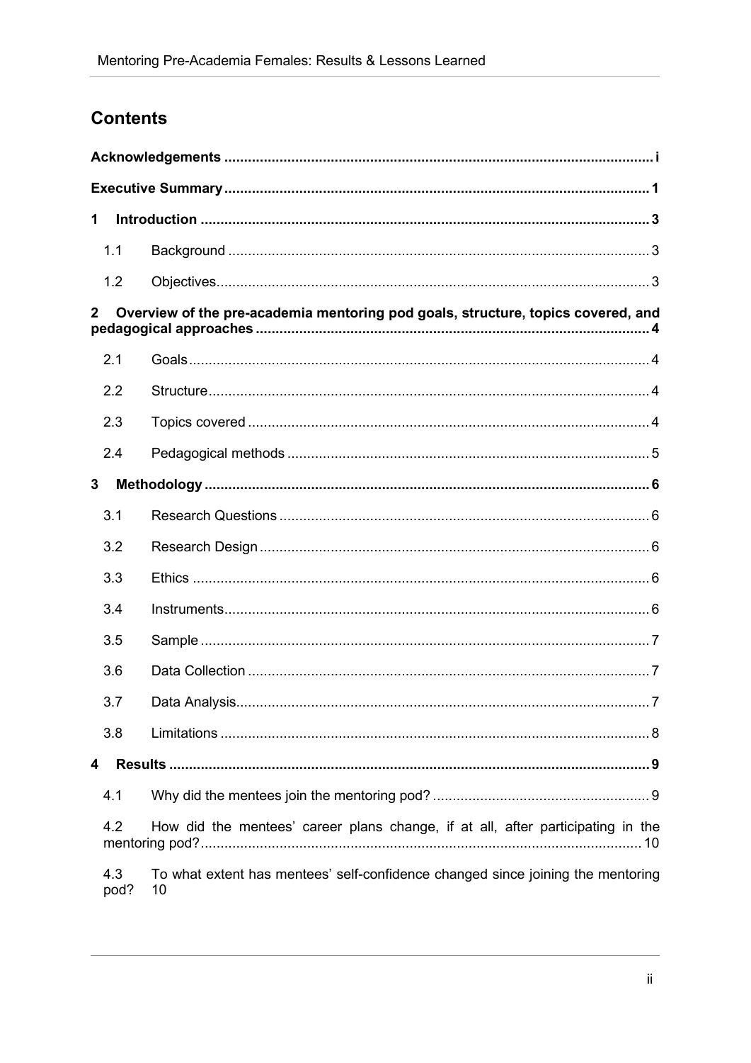# Contents

**Acknowledgements** ..... i

**Executive Summary** ..... 1

**1 Introduction** ..... 3

- 1.1 Background ..... 3
- 1.2 Objectives ..... 3

**2 Overview of the pre-academia mentoring pod goals, structure, topics covered, and pedagogical approaches** ..... 4

- 2.1 Goals ..... 4
- 2.2 Structure ..... 4
- 2.3 Topics covered ..... 4
- 2.4 Pedagogical methods ..... 5

**3 Methodology** ..... 6

- 3.1 Research Questions ..... 6
- 3.2 Research Design ..... 6
- 3.3 Ethics ..... 6
- 3.4 Instruments ..... 6
- 3.5 Sample ..... 7
- 3.6 Data Collection ..... 7
- 3.7 Data Analysis ..... 7
- 3.8 Limitations ..... 8

**4 Results** ..... 9

- 4.1 Why did the mentees join the mentoring pod? ..... 9
- 4.2 How did the mentees' career plans change, if at all, after participating in the mentoring pod? ..... 10
- 4.3 To what extent has mentees' self-confidence changed since joining the mentoring pod? 10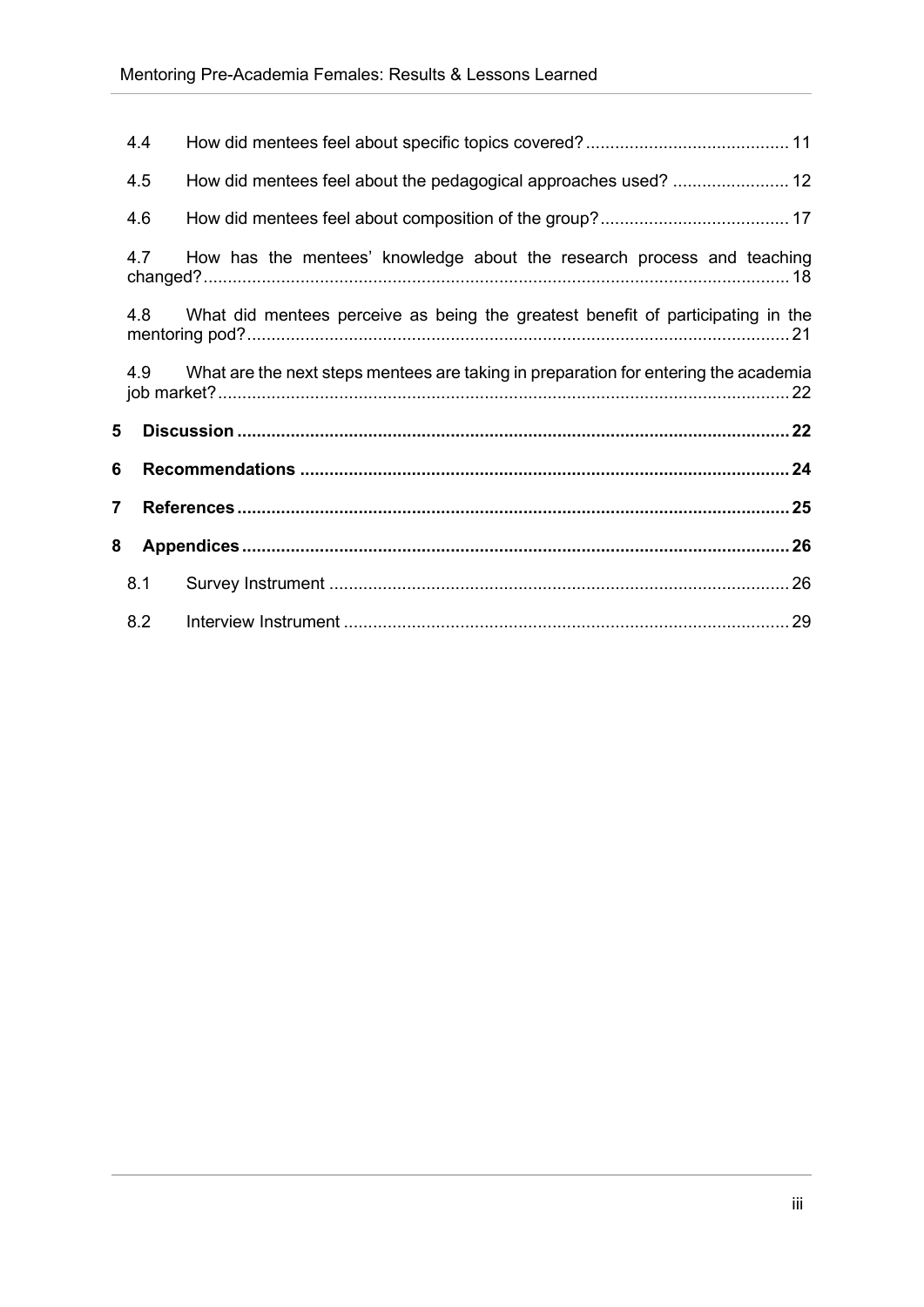4.4 How did mentees feel about specific topics covered? ..... 11

4.5 How did mentees feel about the pedagogical approaches used? ..... 12

4.6 How did mentees feel about composition of the group? ..... 17

4.7 How has the mentees' knowledge about the research process and teaching changed? ..... 18

4.8 What did mentees perceive as being the greatest benefit of participating in the mentoring pod? ..... 21

4.9 What are the next steps mentees are taking in preparation for entering the academia job market? ..... 22

**5 Discussion ..... 22**

**6 Recommendations ..... 24**

**7 References ..... 25**

**8 Appendices ..... 26**

8.1 Survey Instrument ..... 26

8.2 Interview Instrument ..... 29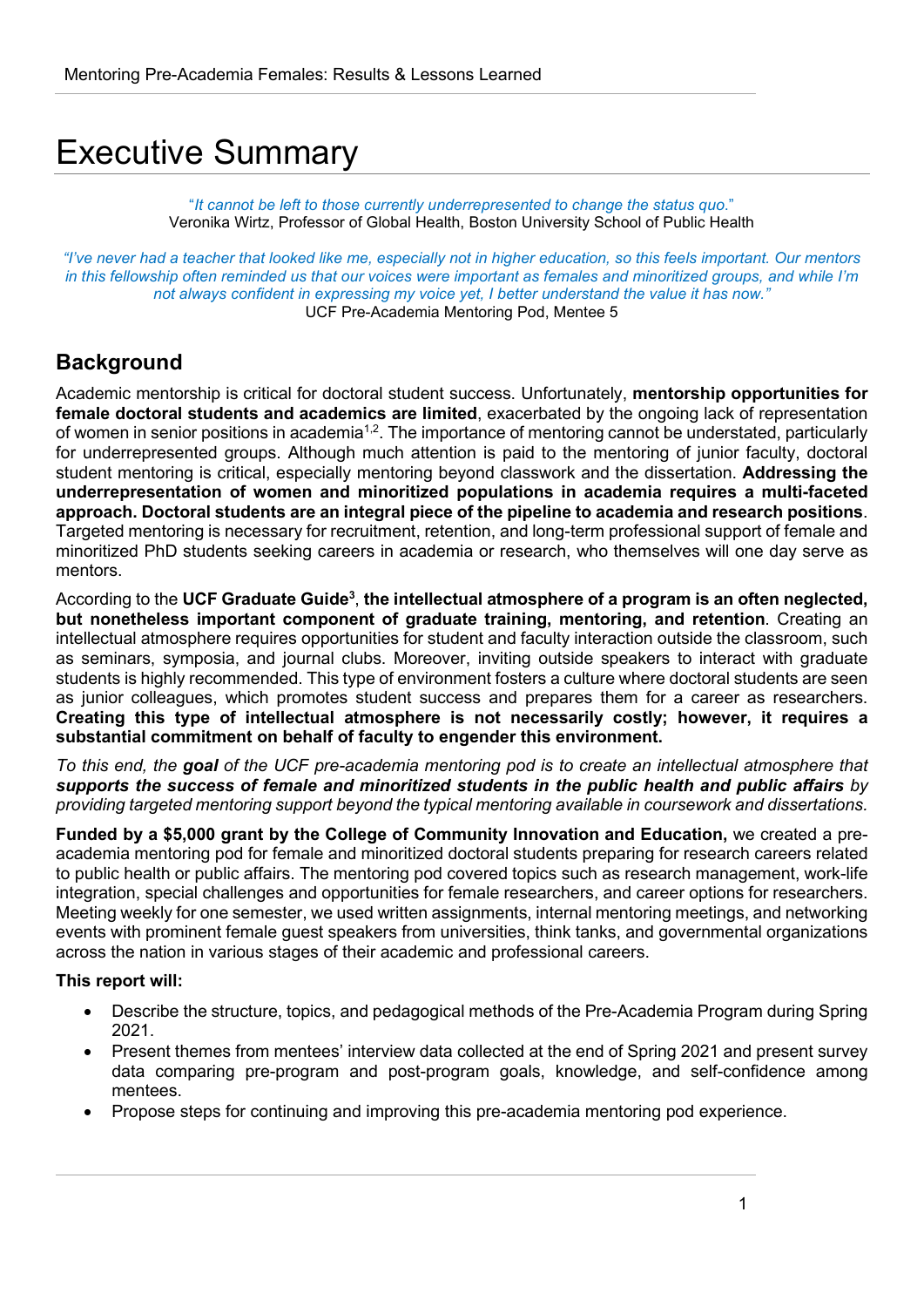# Executive Summary

"*It cannot be left to those currently underrepresented to change the status quo.*"
Veronika Wirtz, Professor of Global Health, Boston University School of Public Health

*"I've never had a teacher that looked like me, especially not in higher education, so this feels important. Our mentors in this fellowship often reminded us that our voices were important as females and minoritized groups, and while I'm not always confident in expressing my voice yet, I better understand the value it has now."*
UCF Pre-Academia Mentoring Pod, Mentee 5

## Background

Academic mentorship is critical for doctoral student success. Unfortunately, **mentorship opportunities for female doctoral students and academics are limited**, exacerbated by the ongoing lack of representation of women in senior positions in academia[1,2]. The importance of mentoring cannot be understated, particularly for underrepresented groups. Although much attention is paid to the mentoring of junior faculty, doctoral student mentoring is critical, especially mentoring beyond classwork and the dissertation. **Addressing the underrepresentation of women and minoritized populations in academia requires a multi-faceted approach. Doctoral students are an integral piece of the pipeline to academia and research positions**. Targeted mentoring is necessary for recruitment, retention, and long-term professional support of female and minoritized PhD students seeking careers in academia or research, who themselves will one day serve as mentors.

According to the **UCF Graduate Guide[3]**, **the intellectual atmosphere of a program is an often neglected, but nonetheless important component of graduate training, mentoring, and retention**. Creating an intellectual atmosphere requires opportunities for student and faculty interaction outside the classroom, such as seminars, symposia, and journal clubs. Moreover, inviting outside speakers to interact with graduate students is highly recommended. This type of environment fosters a culture where doctoral students are seen as junior colleagues, which promotes student success and prepares them for a career as researchers. **Creating this type of intellectual atmosphere is not necessarily costly; however, it requires a substantial commitment on behalf of faculty to engender this environment.**

*To this end, the **goal** of the UCF pre-academia mentoring pod is to create an intellectual atmosphere that **supports the success of female and minoritized students in the public health and public affairs** by providing targeted mentoring support beyond the typical mentoring available in coursework and dissertations.*

**Funded by a $5,000 grant by the College of Community Innovation and Education,** we created a pre-academia mentoring pod for female and minoritized doctoral students preparing for research careers related to public health or public affairs. The mentoring pod covered topics such as research management, work-life integration, special challenges and opportunities for female researchers, and career options for researchers. Meeting weekly for one semester, we used written assignments, internal mentoring meetings, and networking events with prominent female guest speakers from universities, think tanks, and governmental organizations across the nation in various stages of their academic and professional careers.

**This report will:**

- Describe the structure, topics, and pedagogical methods of the Pre-Academia Program during Spring 2021.
- Present themes from mentees' interview data collected at the end of Spring 2021 and present survey data comparing pre-program and post-program goals, knowledge, and self-confidence among mentees.
- Propose steps for continuing and improving this pre-academia mentoring pod experience.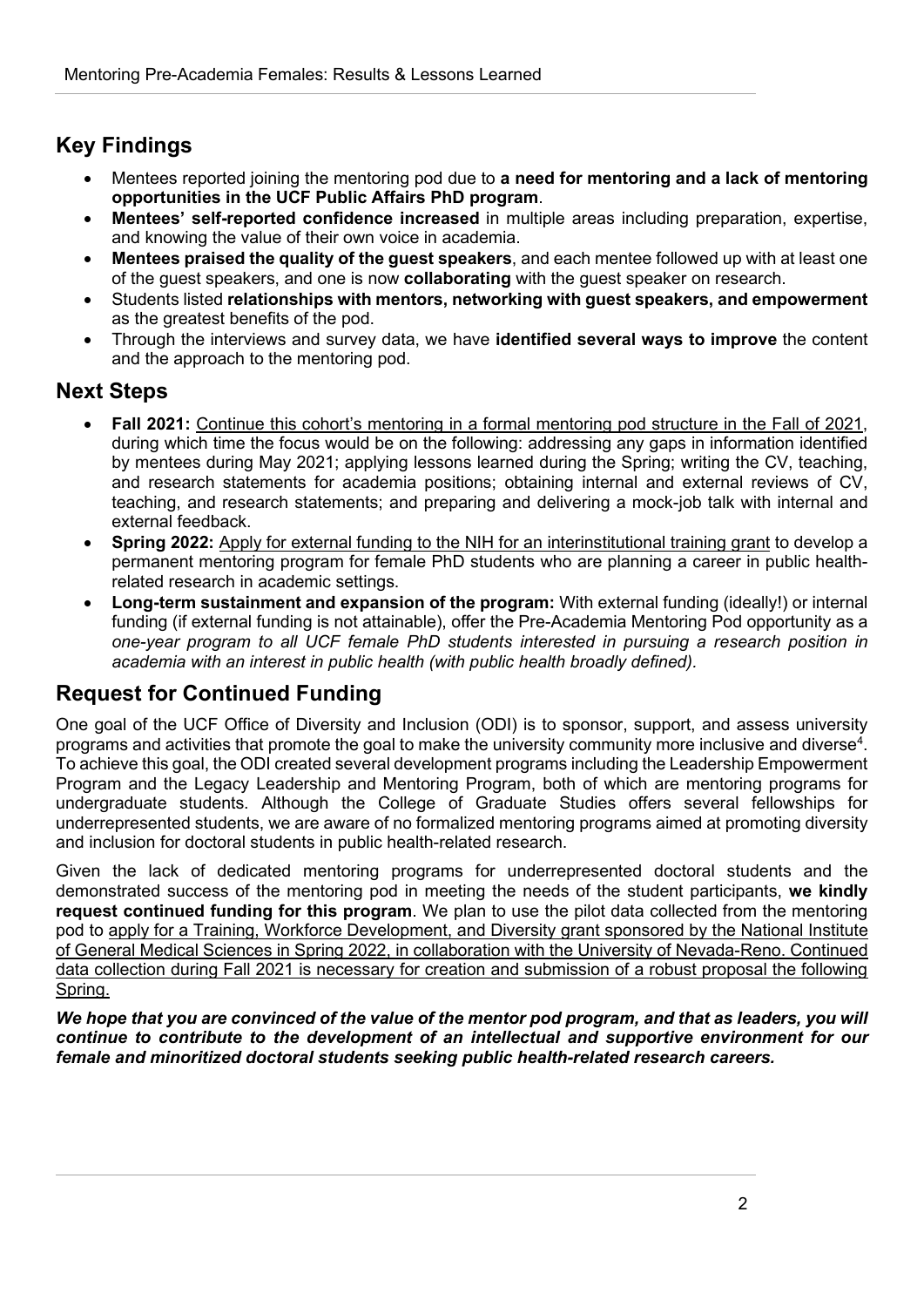## Key Findings

- Mentees reported joining the mentoring pod due to **a need for mentoring and a lack of mentoring opportunities in the UCF Public Affairs PhD program**.
- **Mentees' self-reported confidence increased** in multiple areas including preparation, expertise, and knowing the value of their own voice in academia.
- **Mentees praised the quality of the guest speakers**, and each mentee followed up with at least one of the guest speakers, and one is now **collaborating** with the guest speaker on research.
- Students listed **relationships with mentors, networking with guest speakers, and empowerment** as the greatest benefits of the pod.
- Through the interviews and survey data, we have **identified several ways to improve** the content and the approach to the mentoring pod.

## Next Steps

- **Fall 2021:** Continue this cohort's mentoring in a formal mentoring pod structure in the Fall of 2021, during which time the focus would be on the following: addressing any gaps in information identified by mentees during May 2021; applying lessons learned during the Spring; writing the CV, teaching, and research statements for academia positions; obtaining internal and external reviews of CV, teaching, and research statements; and preparing and delivering a mock-job talk with internal and external feedback.
- **Spring 2022:** Apply for external funding to the NIH for an interinstitutional training grant to develop a permanent mentoring program for female PhD students who are planning a career in public health-related research in academic settings.
- **Long-term sustainment and expansion of the program:** With external funding (ideally!) or internal funding (if external funding is not attainable), offer the Pre-Academia Mentoring Pod opportunity as a *one-year program to all UCF female PhD students interested in pursuing a research position in academia with an interest in public health (with public health broadly defined).*

## Request for Continued Funding

One goal of the UCF Office of Diversity and Inclusion (ODI) is to sponsor, support, and assess university programs and activities that promote the goal to make the university community more inclusive and diverse[4]. To achieve this goal, the ODI created several development programs including the Leadership Empowerment Program and the Legacy Leadership and Mentoring Program, both of which are mentoring programs for undergraduate students. Although the College of Graduate Studies offers several fellowships for underrepresented students, we are aware of no formalized mentoring programs aimed at promoting diversity and inclusion for doctoral students in public health-related research.

Given the lack of dedicated mentoring programs for underrepresented doctoral students and the demonstrated success of the mentoring pod in meeting the needs of the student participants, **we kindly request continued funding for this program**. We plan to use the pilot data collected from the mentoring pod to apply for a Training, Workforce Development, and Diversity grant sponsored by the National Institute of General Medical Sciences in Spring 2022, in collaboration with the University of Nevada-Reno. Continued data collection during Fall 2021 is necessary for creation and submission of a robust proposal the following Spring.

***We hope that you are convinced of the value of the mentor pod program, and that as leaders, you will continue to contribute to the development of an intellectual and supportive environment for our female and minoritized doctoral students seeking public health-related research careers.***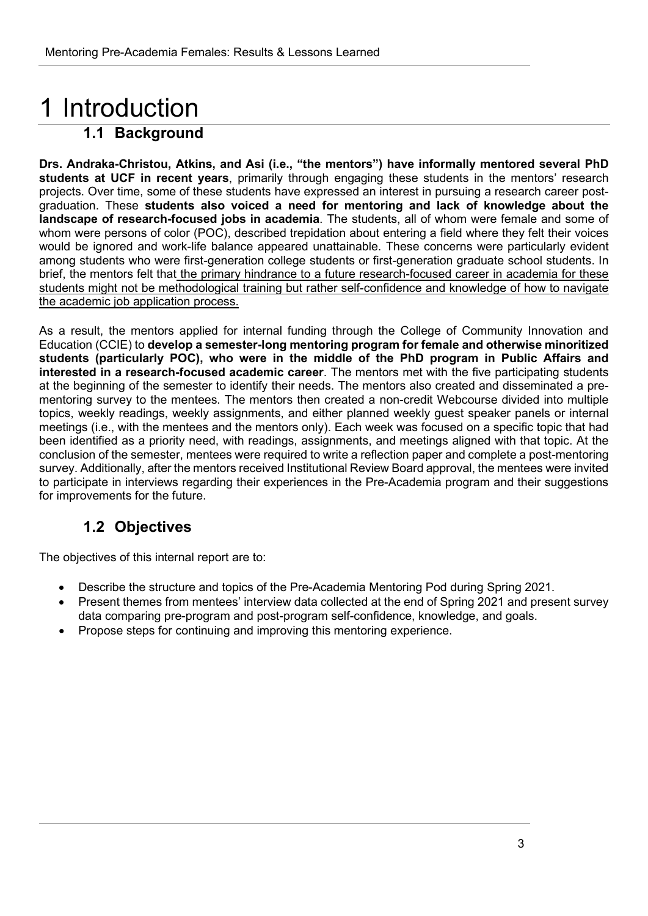# 1 Introduction

## 1.1 Background

**Drs. Andraka-Christou, Atkins, and Asi (i.e., "the mentors") have informally mentored several PhD students at UCF in recent years**, primarily through engaging these students in the mentors' research projects. Over time, some of these students have expressed an interest in pursuing a research career post-graduation. These **students also voiced a need for mentoring and lack of knowledge about the landscape of research-focused jobs in academia**. The students, all of whom were female and some of whom were persons of color (POC), described trepidation about entering a field where they felt their voices would be ignored and work-life balance appeared unattainable. These concerns were particularly evident among students who were first-generation college students or first-generation graduate school students. In brief, the mentors felt that <u>the primary hindrance to a future research-focused career in academia for these students might not be methodological training but rather self-confidence and knowledge of how to navigate the academic job application process.</u>

As a result, the mentors applied for internal funding through the College of Community Innovation and Education (CCIE) to **develop a semester-long mentoring program for female and otherwise minoritized students (particularly POC), who were in the middle of the PhD program in Public Affairs and interested in a research-focused academic career**. The mentors met with the five participating students at the beginning of the semester to identify their needs. The mentors also created and disseminated a pre-mentoring survey to the mentees. The mentors then created a non-credit Webcourse divided into multiple topics, weekly readings, weekly assignments, and either planned weekly guest speaker panels or internal meetings (i.e., with the mentees and the mentors only). Each week was focused on a specific topic that had been identified as a priority need, with readings, assignments, and meetings aligned with that topic. At the conclusion of the semester, mentees were required to write a reflection paper and complete a post-mentoring survey. Additionally, after the mentors received Institutional Review Board approval, the mentees were invited to participate in interviews regarding their experiences in the Pre-Academia program and their suggestions for improvements for the future.

## 1.2 Objectives

The objectives of this internal report are to:

- Describe the structure and topics of the Pre-Academia Mentoring Pod during Spring 2021.
- Present themes from mentees' interview data collected at the end of Spring 2021 and present survey data comparing pre-program and post-program self-confidence, knowledge, and goals.
- Propose steps for continuing and improving this mentoring experience.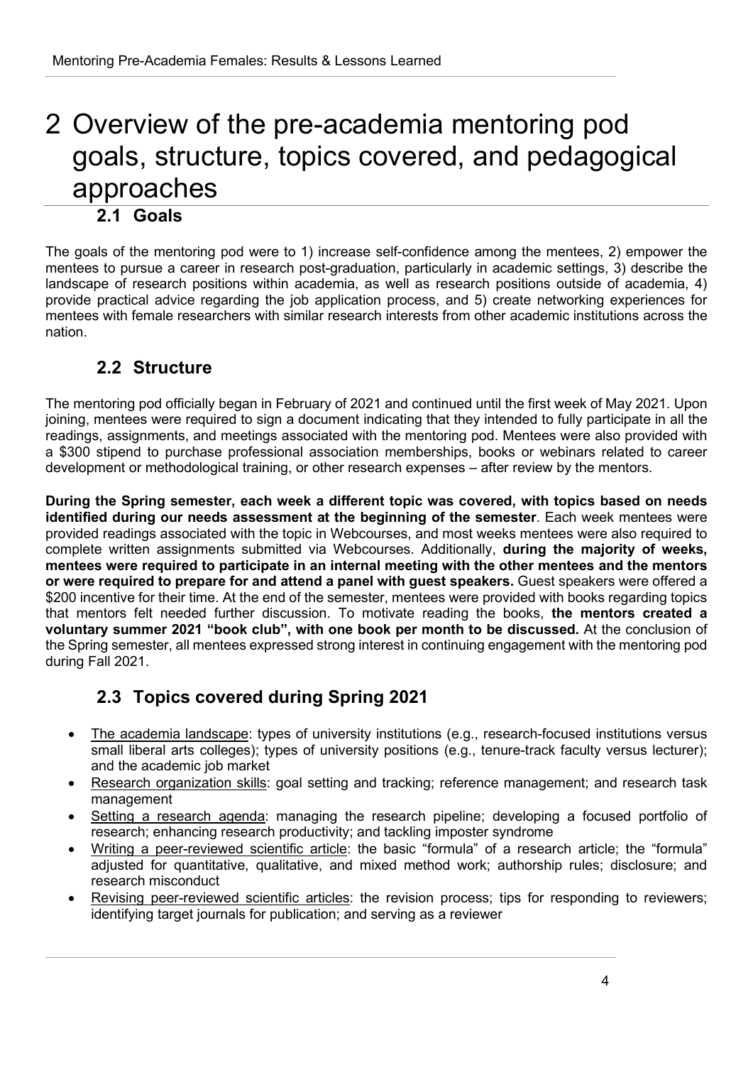# 2 Overview of the pre-academia mentoring pod goals, structure, topics covered, and pedagogical approaches

## 2.1 Goals

The goals of the mentoring pod were to 1) increase self-confidence among the mentees, 2) empower the mentees to pursue a career in research post-graduation, particularly in academic settings, 3) describe the landscape of research positions within academia, as well as research positions outside of academia, 4) provide practical advice regarding the job application process, and 5) create networking experiences for mentees with female researchers with similar research interests from other academic institutions across the nation.

## 2.2 Structure

The mentoring pod officially began in February of 2021 and continued until the first week of May 2021. Upon joining, mentees were required to sign a document indicating that they intended to fully participate in all the readings, assignments, and meetings associated with the mentoring pod. Mentees were also provided with a $300 stipend to purchase professional association memberships, books or webinars related to career development or methodological training, or other research expenses – after review by the mentors.

**During the Spring semester, each week a different topic was covered, with topics based on needs identified during our needs assessment at the beginning of the semester**. Each week mentees were provided readings associated with the topic in Webcourses, and most weeks mentees were also required to complete written assignments submitted via Webcourses. Additionally, **during the majority of weeks, mentees were required to participate in an internal meeting with the other mentees and the mentors or were required to prepare for and attend a panel with guest speakers.** Guest speakers were offered a $200 incentive for their time. At the end of the semester, mentees were provided with books regarding topics that mentors felt needed further discussion. To motivate reading the books, **the mentors created a voluntary summer 2021 "book club", with one book per month to be discussed.** At the conclusion of the Spring semester, all mentees expressed strong interest in continuing engagement with the mentoring pod during Fall 2021.

## 2.3 Topics covered during Spring 2021

- The academia landscape: types of university institutions (e.g., research-focused institutions versus small liberal arts colleges); types of university positions (e.g., tenure-track faculty versus lecturer); and the academic job market
- Research organization skills: goal setting and tracking; reference management; and research task management
- Setting a research agenda: managing the research pipeline; developing a focused portfolio of research; enhancing research productivity; and tackling imposter syndrome
- Writing a peer-reviewed scientific article: the basic "formula" of a research article; the "formula" adjusted for quantitative, qualitative, and mixed method work; authorship rules; disclosure; and research misconduct
- Revising peer-reviewed scientific articles: the revision process; tips for responding to reviewers; identifying target journals for publication; and serving as a reviewer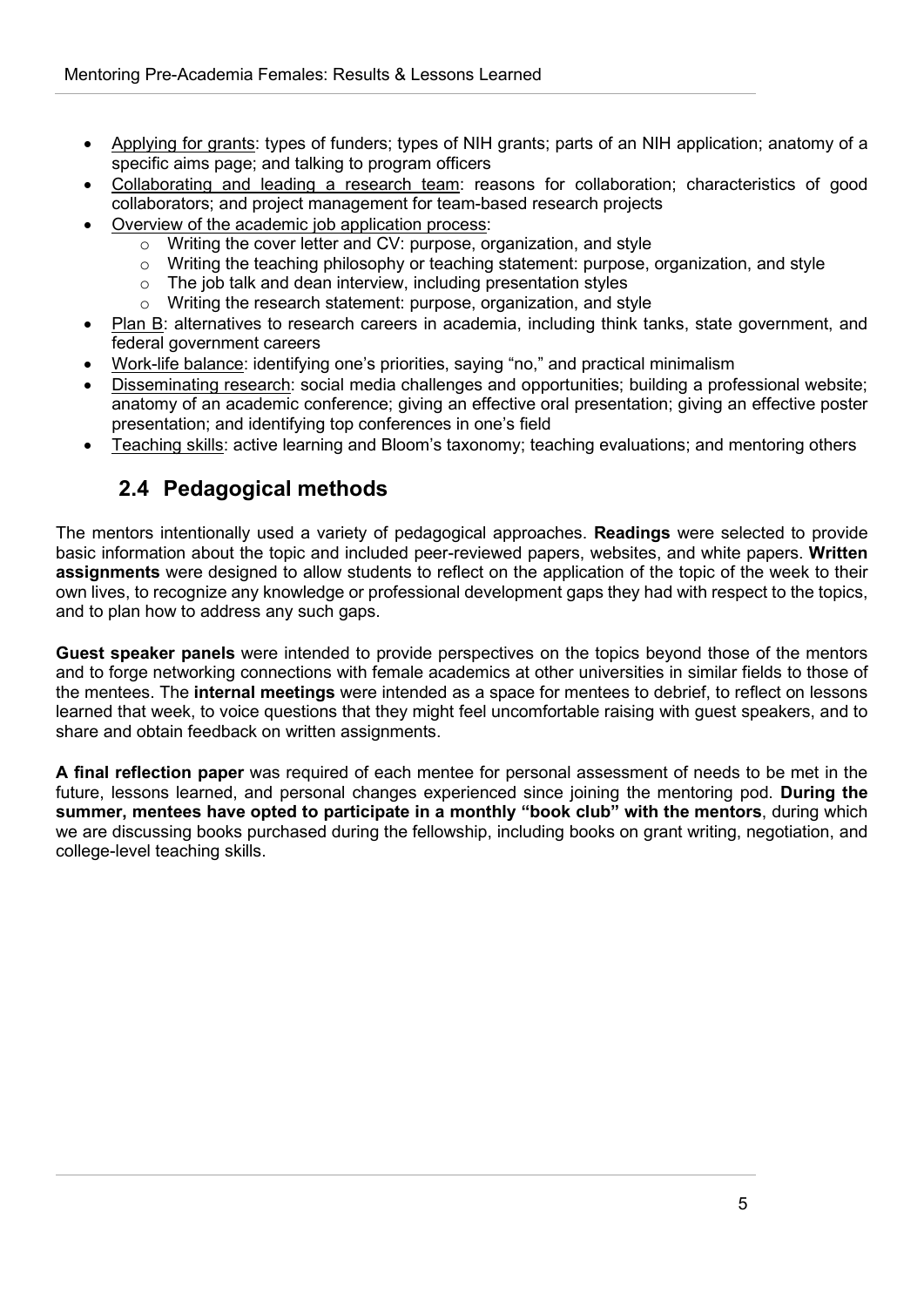- Applying for grants: types of funders; types of NIH grants; parts of an NIH application; anatomy of a specific aims page; and talking to program officers
- Collaborating and leading a research team: reasons for collaboration; characteristics of good collaborators; and project management for team-based research projects
- Overview of the academic job application process:
    - Writing the cover letter and CV: purpose, organization, and style
    - Writing the teaching philosophy or teaching statement: purpose, organization, and style
    - The job talk and dean interview, including presentation styles
    - Writing the research statement: purpose, organization, and style
- Plan B: alternatives to research careers in academia, including think tanks, state government, and federal government careers
- Work-life balance: identifying one's priorities, saying "no," and practical minimalism
- Disseminating research: social media challenges and opportunities; building a professional website; anatomy of an academic conference; giving an effective oral presentation; giving an effective poster presentation; and identifying top conferences in one's field
- Teaching skills: active learning and Bloom's taxonomy; teaching evaluations; and mentoring others

## 2.4 Pedagogical methods

The mentors intentionally used a variety of pedagogical approaches. **Readings** were selected to provide basic information about the topic and included peer-reviewed papers, websites, and white papers. **Written assignments** were designed to allow students to reflect on the application of the topic of the week to their own lives, to recognize any knowledge or professional development gaps they had with respect to the topics, and to plan how to address any such gaps.

**Guest speaker panels** were intended to provide perspectives on the topics beyond those of the mentors and to forge networking connections with female academics at other universities in similar fields to those of the mentees. The **internal meetings** were intended as a space for mentees to debrief, to reflect on lessons learned that week, to voice questions that they might feel uncomfortable raising with guest speakers, and to share and obtain feedback on written assignments.

**A final reflection paper** was required of each mentee for personal assessment of needs to be met in the future, lessons learned, and personal changes experienced since joining the mentoring pod. **During the summer, mentees have opted to participate in a monthly "book club" with the mentors**, during which we are discussing books purchased during the fellowship, including books on grant writing, negotiation, and college-level teaching skills.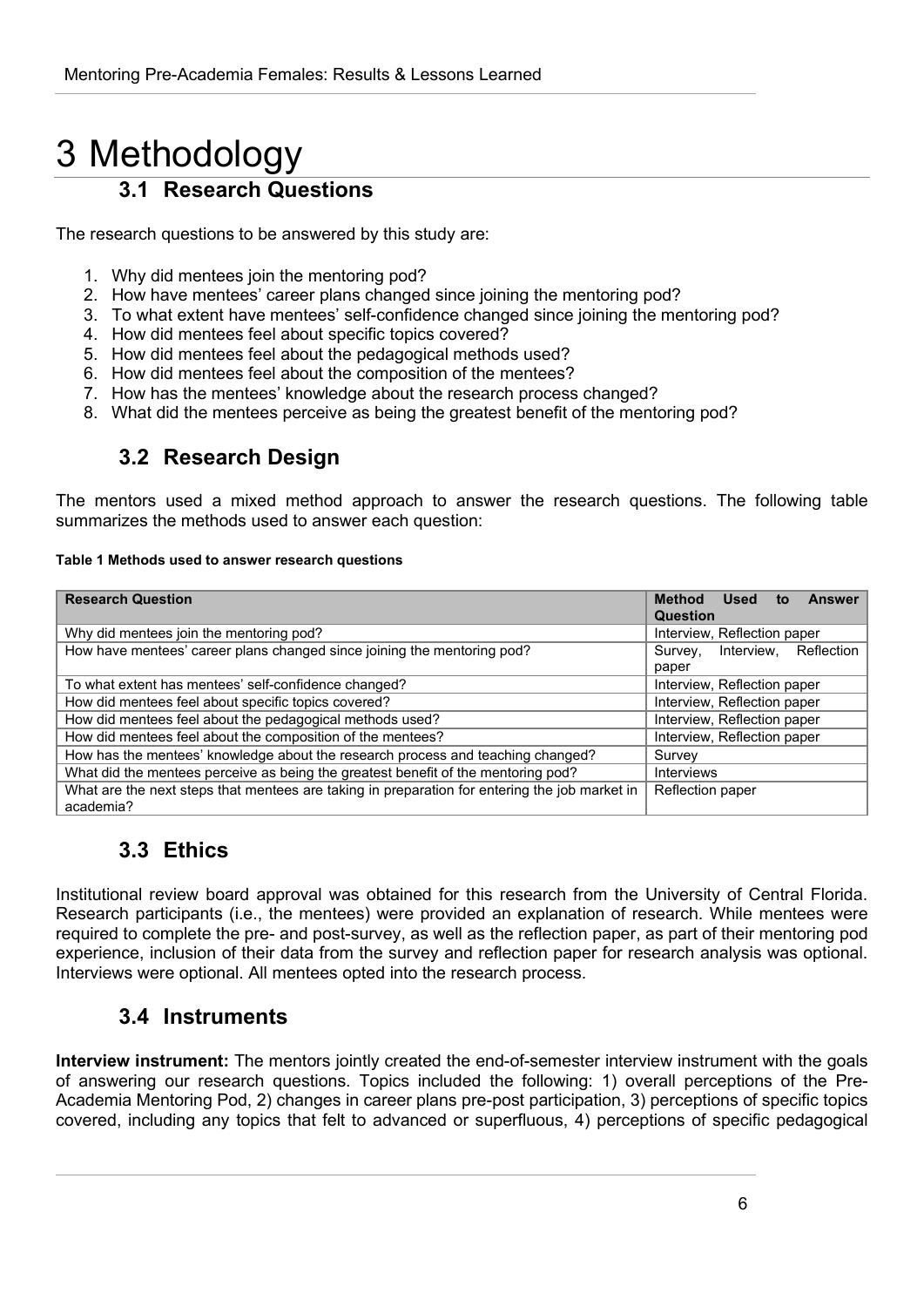# 3 Methodology

## 3.1 Research Questions

The research questions to be answered by this study are:

1. Why did mentees join the mentoring pod?
2. How have mentees' career plans changed since joining the mentoring pod?
3. To what extent have mentees' self-confidence changed since joining the mentoring pod?
4. How did mentees feel about specific topics covered?
5. How did mentees feel about the pedagogical methods used?
6. How did mentees feel about the composition of the mentees?
7. How has the mentees' knowledge about the research process changed?
8. What did the mentees perceive as being the greatest benefit of the mentoring pod?

## 3.2 Research Design

The mentors used a mixed method approach to answer the research questions. The following table summarizes the methods used to answer each question:

**Table 1 Methods used to answer research questions**

| Research Question | Method Used to Answer Question |
|---|---|
| Why did mentees join the mentoring pod? | Interview, Reflection paper |
| How have mentees' career plans changed since joining the mentoring pod? | Survey, Interview, Reflection paper |
| To what extent has mentees' self-confidence changed? | Interview, Reflection paper |
| How did mentees feel about specific topics covered? | Interview, Reflection paper |
| How did mentees feel about the pedagogical methods used? | Interview, Reflection paper |
| How did mentees feel about the composition of the mentees? | Interview, Reflection paper |
| How has the mentees' knowledge about the research process and teaching changed? | Survey |
| What did the mentees perceive as being the greatest benefit of the mentoring pod? | Interviews |
| What are the next steps that mentees are taking in preparation for entering the job market in academia? | Reflection paper |

## 3.3 Ethics

Institutional review board approval was obtained for this research from the University of Central Florida. Research participants (i.e., the mentees) were provided an explanation of research. While mentees were required to complete the pre- and post-survey, as well as the reflection paper, as part of their mentoring pod experience, inclusion of their data from the survey and reflection paper for research analysis was optional. Interviews were optional. All mentees opted into the research process.

## 3.4 Instruments

**Interview instrument:** The mentors jointly created the end-of-semester interview instrument with the goals of answering our research questions. Topics included the following: 1) overall perceptions of the Pre-Academia Mentoring Pod, 2) changes in career plans pre-post participation, 3) perceptions of specific topics covered, including any topics that felt to advanced or superfluous, 4) perceptions of specific pedagogical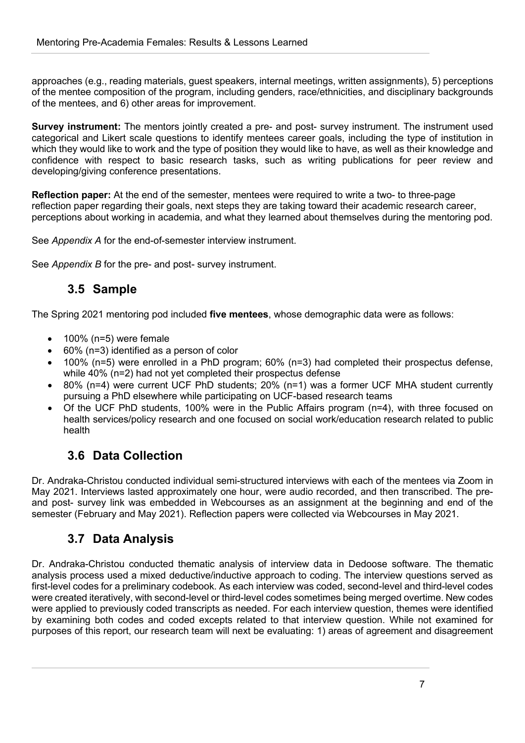approaches (e.g., reading materials, guest speakers, internal meetings, written assignments), 5) perceptions of the mentee composition of the program, including genders, race/ethnicities, and disciplinary backgrounds of the mentees, and 6) other areas for improvement.

**Survey instrument:** The mentors jointly created a pre- and post- survey instrument. The instrument used categorical and Likert scale questions to identify mentees career goals, including the type of institution in which they would like to work and the type of position they would like to have, as well as their knowledge and confidence with respect to basic research tasks, such as writing publications for peer review and developing/giving conference presentations.

**Reflection paper:** At the end of the semester, mentees were required to write a two- to three-page reflection paper regarding their goals, next steps they are taking toward their academic research career, perceptions about working in academia, and what they learned about themselves during the mentoring pod.

See *Appendix A* for the end-of-semester interview instrument.

See *Appendix B* for the pre- and post- survey instrument.

## 3.5 Sample

The Spring 2021 mentoring pod included **five mentees**, whose demographic data were as follows:

- 100% (n=5) were female
- 60% (n=3) identified as a person of color
- 100% (n=5) were enrolled in a PhD program; 60% (n=3) had completed their prospectus defense, while 40% (n=2) had not yet completed their prospectus defense
- 80% (n=4) were current UCF PhD students; 20% (n=1) was a former UCF MHA student currently pursuing a PhD elsewhere while participating on UCF-based research teams
- Of the UCF PhD students, 100% were in the Public Affairs program (n=4), with three focused on health services/policy research and one focused on social work/education research related to public health

## 3.6 Data Collection

Dr. Andraka-Christou conducted individual semi-structured interviews with each of the mentees via Zoom in May 2021. Interviews lasted approximately one hour, were audio recorded, and then transcribed. The pre- and post- survey link was embedded in Webcourses as an assignment at the beginning and end of the semester (February and May 2021). Reflection papers were collected via Webcourses in May 2021.

## 3.7 Data Analysis

Dr. Andraka-Christou conducted thematic analysis of interview data in Dedoose software. The thematic analysis process used a mixed deductive/inductive approach to coding. The interview questions served as first-level codes for a preliminary codebook. As each interview was coded, second-level and third-level codes were created iteratively, with second-level or third-level codes sometimes being merged overtime. New codes were applied to previously coded transcripts as needed. For each interview question, themes were identified by examining both codes and coded excepts related to that interview question. While not examined for purposes of this report, our research team will next be evaluating: 1) areas of agreement and disagreement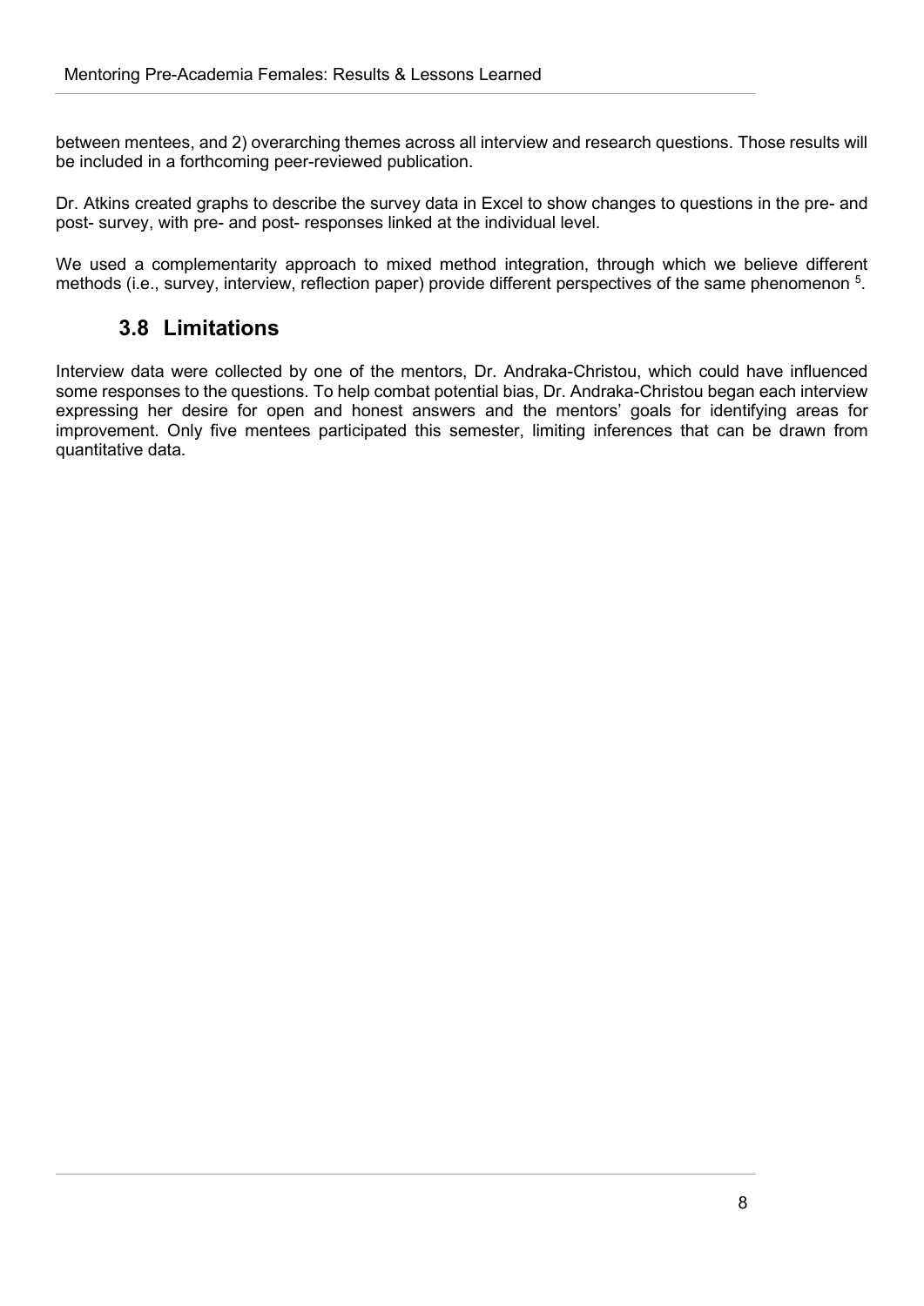between mentees, and 2) overarching themes across all interview and research questions. Those results will be included in a forthcoming peer-reviewed publication.

Dr. Atkins created graphs to describe the survey data in Excel to show changes to questions in the pre- and post- survey, with pre- and post- responses linked at the individual level.

We used a complementarity approach to mixed method integration, through which we believe different methods (i.e., survey, interview, reflection paper) provide different perspectives of the same phenomenon [5].

## 3.8 Limitations

Interview data were collected by one of the mentors, Dr. Andraka-Christou, which could have influenced some responses to the questions. To help combat potential bias, Dr. Andraka-Christou began each interview expressing her desire for open and honest answers and the mentors' goals for identifying areas for improvement. Only five mentees participated this semester, limiting inferences that can be drawn from quantitative data.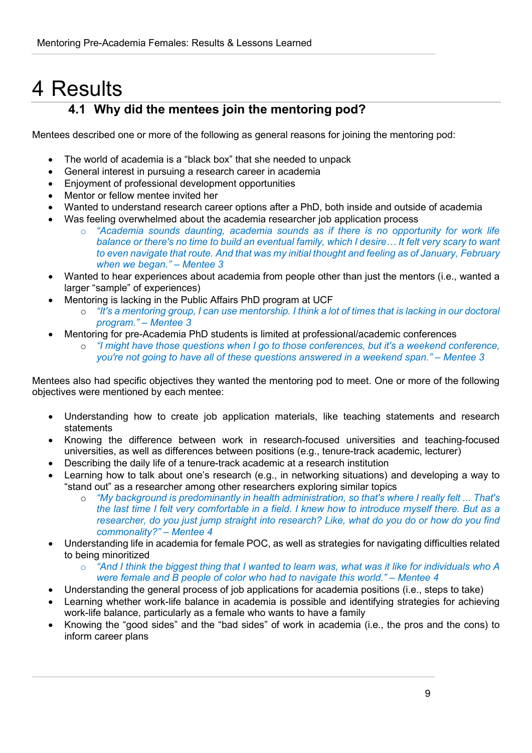# 4 Results

## 4.1 Why did the mentees join the mentoring pod?

Mentees described one or more of the following as general reasons for joining the mentoring pod:

- The world of academia is a "black box" that she needed to unpack
- General interest in pursuing a research career in academia
- Enjoyment of professional development opportunities
- Mentor or fellow mentee invited her
- Wanted to understand research career options after a PhD, both inside and outside of academia
- Was feeling overwhelmed about the academia researcher job application process
    - *"Academia sounds daunting, academia sounds as if there is no opportunity for work life balance or there's no time to build an eventual family, which I desire… It felt very scary to want to even navigate that route. And that was my initial thought and feeling as of January, February when we began." – Mentee 3*
- Wanted to hear experiences about academia from people other than just the mentors (i.e., wanted a larger "sample" of experiences)
- Mentoring is lacking in the Public Affairs PhD program at UCF
    - *"It's a mentoring group, I can use mentorship. I think a lot of times that is lacking in our doctoral program." – Mentee 3*
- Mentoring for pre-Academia PhD students is limited at professional/academic conferences
    - *"I might have those questions when I go to those conferences, but it's a weekend conference, you're not going to have all of these questions answered in a weekend span." – Mentee 3*

Mentees also had specific objectives they wanted the mentoring pod to meet. One or more of the following objectives were mentioned by each mentee:

- Understanding how to create job application materials, like teaching statements and research statements
- Knowing the difference between work in research-focused universities and teaching-focused universities, as well as differences between positions (e.g., tenure-track academic, lecturer)
- Describing the daily life of a tenure-track academic at a research institution
- Learning how to talk about one's research (e.g., in networking situations) and developing a way to "stand out" as a researcher among other researchers exploring similar topics
    - *"My background is predominantly in health administration, so that's where I really felt ... That's the last time I felt very comfortable in a field. I knew how to introduce myself there. But as a researcher, do you just jump straight into research? Like, what do you do or how do you find commonality?" – Mentee 4*
- Understanding life in academia for female POC, as well as strategies for navigating difficulties related to being minoritized
    - *"And I think the biggest thing that I wanted to learn was, what was it like for individuals who A were female and B people of color who had to navigate this world." – Mentee 4*
- Understanding the general process of job applications for academia positions (i.e., steps to take)
- Learning whether work-life balance in academia is possible and identifying strategies for achieving work-life balance, particularly as a female who wants to have a family
- Knowing the "good sides" and the "bad sides" of work in academia (i.e., the pros and the cons) to inform career plans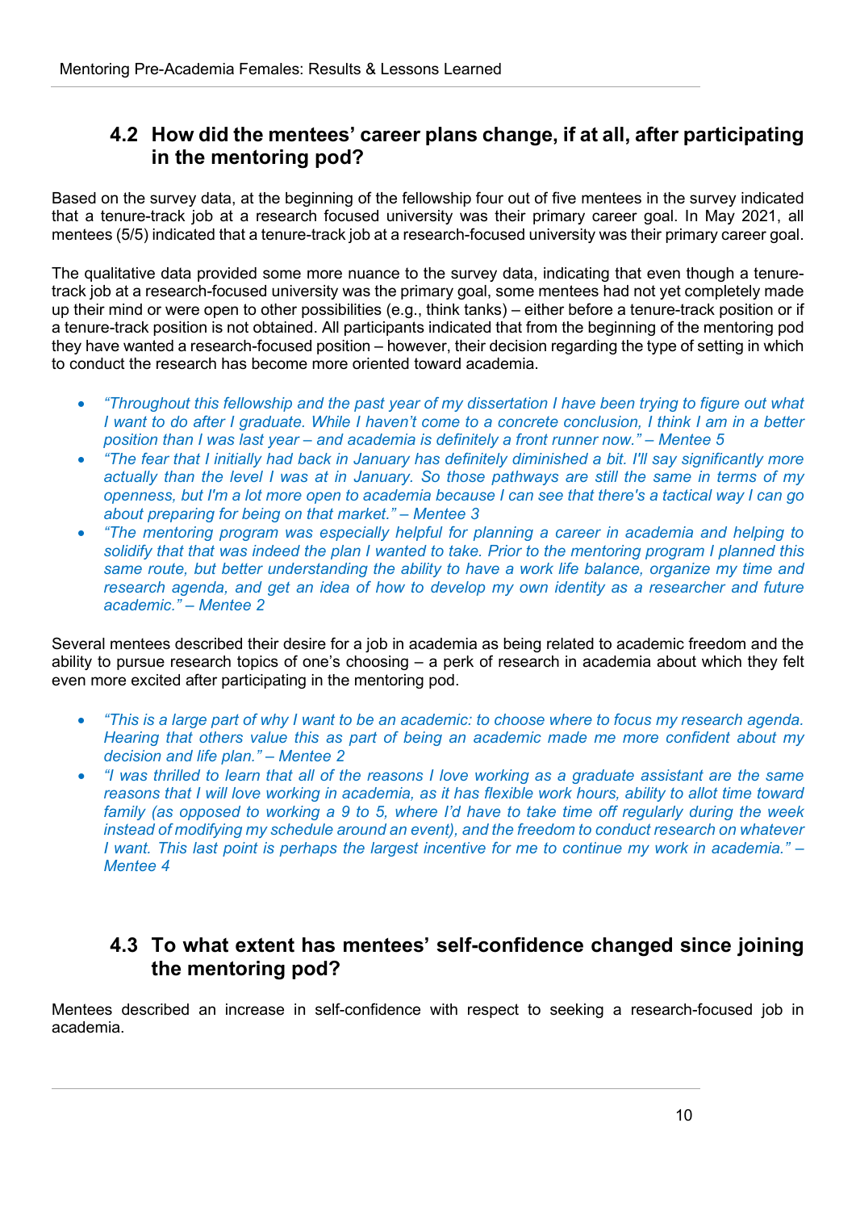## 4.2 How did the mentees' career plans change, if at all, after participating in the mentoring pod?

Based on the survey data, at the beginning of the fellowship four out of five mentees in the survey indicated that a tenure-track job at a research focused university was their primary career goal. In May 2021, all mentees (5/5) indicated that a tenure-track job at a research-focused university was their primary career goal.

The qualitative data provided some more nuance to the survey data, indicating that even though a tenure-track job at a research-focused university was the primary goal, some mentees had not yet completely made up their mind or were open to other possibilities (e.g., think tanks) – either before a tenure-track position or if a tenure-track position is not obtained. All participants indicated that from the beginning of the mentoring pod they have wanted a research-focused position – however, their decision regarding the type of setting in which to conduct the research has become more oriented toward academia.

- *"Throughout this fellowship and the past year of my dissertation I have been trying to figure out what I want to do after I graduate. While I haven't come to a concrete conclusion, I think I am in a better position than I was last year – and academia is definitely a front runner now." – Mentee 5*
- *"The fear that I initially had back in January has definitely diminished a bit. I'll say significantly more actually than the level I was at in January. So those pathways are still the same in terms of my openness, but I'm a lot more open to academia because I can see that there's a tactical way I can go about preparing for being on that market." – Mentee 3*
- *"The mentoring program was especially helpful for planning a career in academia and helping to solidify that that was indeed the plan I wanted to take. Prior to the mentoring program I planned this same route, but better understanding the ability to have a work life balance, organize my time and research agenda, and get an idea of how to develop my own identity as a researcher and future academic." – Mentee 2*

Several mentees described their desire for a job in academia as being related to academic freedom and the ability to pursue research topics of one's choosing – a perk of research in academia about which they felt even more excited after participating in the mentoring pod.

- *"This is a large part of why I want to be an academic: to choose where to focus my research agenda. Hearing that others value this as part of being an academic made me more confident about my decision and life plan." – Mentee 2*
- *"I was thrilled to learn that all of the reasons I love working as a graduate assistant are the same reasons that I will love working in academia, as it has flexible work hours, ability to allot time toward family (as opposed to working a 9 to 5, where I'd have to take time off regularly during the week instead of modifying my schedule around an event), and the freedom to conduct research on whatever I want. This last point is perhaps the largest incentive for me to continue my work in academia." – Mentee 4*

## 4.3 To what extent has mentees' self-confidence changed since joining the mentoring pod?

Mentees described an increase in self-confidence with respect to seeking a research-focused job in academia.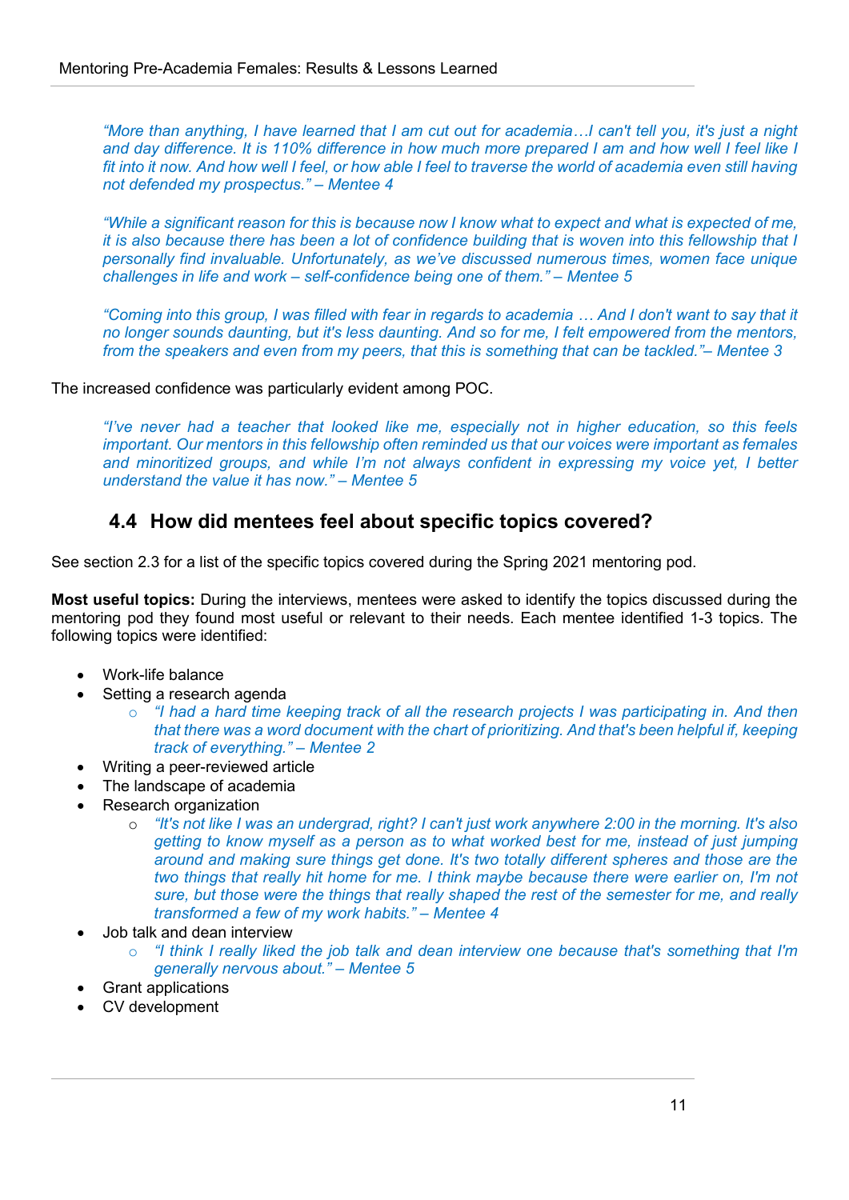> *"More than anything, I have learned that I am cut out for academia…I can't tell you, it's just a night and day difference. It is 110% difference in how much more prepared I am and how well I feel like I fit into it now. And how well I feel, or how able I feel to traverse the world of academia even still having not defended my prospectus." – Mentee 4*

> *"While a significant reason for this is because now I know what to expect and what is expected of me, it is also because there has been a lot of confidence building that is woven into this fellowship that I personally find invaluable. Unfortunately, as we've discussed numerous times, women face unique challenges in life and work – self-confidence being one of them." – Mentee 5*

> *"Coming into this group, I was filled with fear in regards to academia … And I don't want to say that it no longer sounds daunting, but it's less daunting. And so for me, I felt empowered from the mentors, from the speakers and even from my peers, that this is something that can be tackled."– Mentee 3*

The increased confidence was particularly evident among POC.

> *"I've never had a teacher that looked like me, especially not in higher education, so this feels important. Our mentors in this fellowship often reminded us that our voices were important as females and minoritized groups, and while I'm not always confident in expressing my voice yet, I better understand the value it has now." – Mentee 5*

## 4.4 How did mentees feel about specific topics covered?

See section 2.3 for a list of the specific topics covered during the Spring 2021 mentoring pod.

**Most useful topics:** During the interviews, mentees were asked to identify the topics discussed during the mentoring pod they found most useful or relevant to their needs. Each mentee identified 1-3 topics. The following topics were identified:

- Work-life balance
- Setting a research agenda
  - *"I had a hard time keeping track of all the research projects I was participating in. And then that there was a word document with the chart of prioritizing. And that's been helpful if, keeping track of everything." – Mentee 2*
- Writing a peer-reviewed article
- The landscape of academia
- Research organization
  - *"It's not like I was an undergrad, right? I can't just work anywhere 2:00 in the morning. It's also getting to know myself as a person as to what worked best for me, instead of just jumping around and making sure things get done. It's two totally different spheres and those are the two things that really hit home for me. I think maybe because there were earlier on, I'm not sure, but those were the things that really shaped the rest of the semester for me, and really transformed a few of my work habits." – Mentee 4*
- Job talk and dean interview
  - *"I think I really liked the job talk and dean interview one because that's something that I'm generally nervous about." – Mentee 5*
- Grant applications
- CV development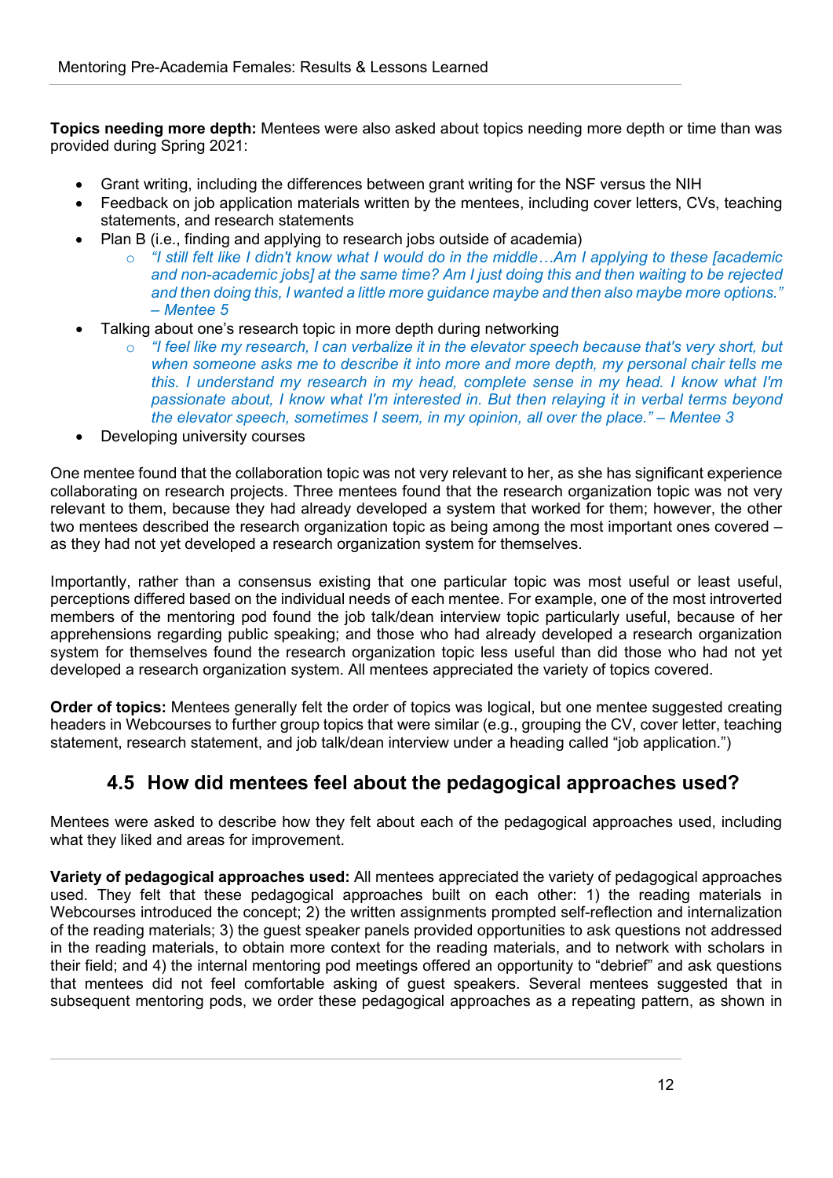**Topics needing more depth:** Mentees were also asked about topics needing more depth or time than was provided during Spring 2021:

- Grant writing, including the differences between grant writing for the NSF versus the NIH
- Feedback on job application materials written by the mentees, including cover letters, CVs, teaching statements, and research statements
- Plan B (i.e., finding and applying to research jobs outside of academia)
  - *"I still felt like I didn't know what I would do in the middle…Am I applying to these [academic and non-academic jobs] at the same time? Am I just doing this and then waiting to be rejected and then doing this, I wanted a little more guidance maybe and then also maybe more options." – Mentee 5*
- Talking about one's research topic in more depth during networking
  - *"I feel like my research, I can verbalize it in the elevator speech because that's very short, but when someone asks me to describe it into more and more depth, my personal chair tells me this. I understand my research in my head, complete sense in my head. I know what I'm passionate about, I know what I'm interested in. But then relaying it in verbal terms beyond the elevator speech, sometimes I seem, in my opinion, all over the place." – Mentee 3*
- Developing university courses

One mentee found that the collaboration topic was not very relevant to her, as she has significant experience collaborating on research projects. Three mentees found that the research organization topic was not very relevant to them, because they had already developed a system that worked for them; however, the other two mentees described the research organization topic as being among the most important ones covered – as they had not yet developed a research organization system for themselves.

Importantly, rather than a consensus existing that one particular topic was most useful or least useful, perceptions differed based on the individual needs of each mentee. For example, one of the most introverted members of the mentoring pod found the job talk/dean interview topic particularly useful, because of her apprehensions regarding public speaking; and those who had already developed a research organization system for themselves found the research organization topic less useful than did those who had not yet developed a research organization system. All mentees appreciated the variety of topics covered.

**Order of topics:** Mentees generally felt the order of topics was logical, but one mentee suggested creating headers in Webcourses to further group topics that were similar (e.g., grouping the CV, cover letter, teaching statement, research statement, and job talk/dean interview under a heading called "job application.")

## 4.5 How did mentees feel about the pedagogical approaches used?

Mentees were asked to describe how they felt about each of the pedagogical approaches used, including what they liked and areas for improvement.

**Variety of pedagogical approaches used:** All mentees appreciated the variety of pedagogical approaches used. They felt that these pedagogical approaches built on each other: 1) the reading materials in Webcourses introduced the concept; 2) the written assignments prompted self-reflection and internalization of the reading materials; 3) the guest speaker panels provided opportunities to ask questions not addressed in the reading materials, to obtain more context for the reading materials, and to network with scholars in their field; and 4) the internal mentoring pod meetings offered an opportunity to "debrief" and ask questions that mentees did not feel comfortable asking of guest speakers. Several mentees suggested that in subsequent mentoring pods, we order these pedagogical approaches as a repeating pattern, as shown in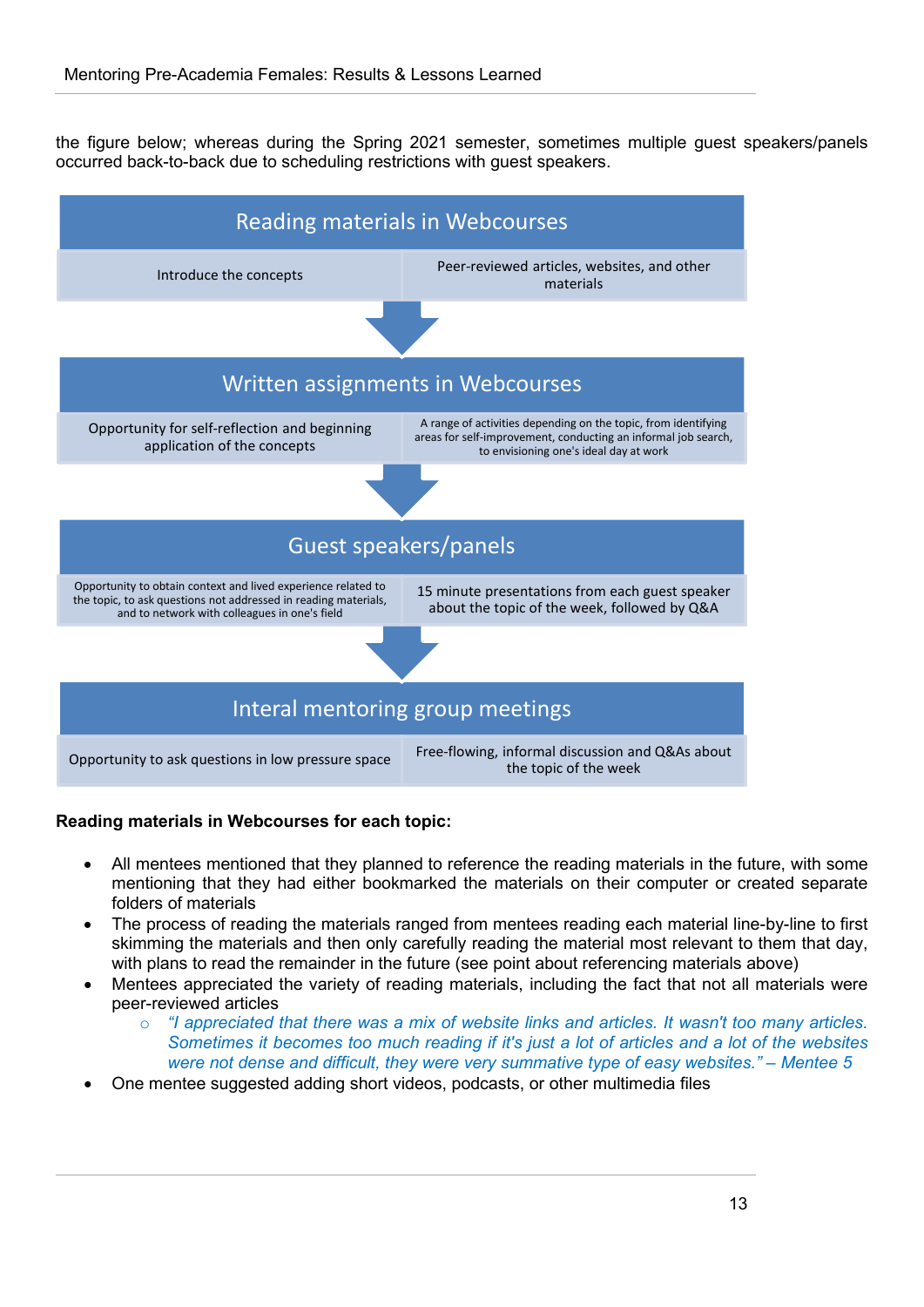the figure below; whereas during the Spring 2021 semester, sometimes multiple guest speakers/panels occurred back-to-back due to scheduling restrictions with guest speakers.

| Reading materials in Webcourses | |
|---|---|
| Introduce the concepts | Peer-reviewed articles, websites, and other materials |

↓

| Written assignments in Webcourses | |
|---|---|
| Opportunity for self-reflection and beginning application of the concepts | A range of activities depending on the topic, from identifying areas for self-improvement, conducting an informal job search, to envisioning one's ideal day at work |

↓

| Guest speakers/panels | |
|---|---|
| Opportunity to obtain context and lived experience related to the topic, to ask questions not addressed in reading materials, and to network with colleagues in one's field | 15 minute presentations from each guest speaker about the topic of the week, followed by Q&A |

↓

| Interal mentoring group meetings | |
|---|---|
| Opportunity to ask questions in low pressure space | Free-flowing, informal discussion and Q&As about the topic of the week |

**Reading materials in Webcourses for each topic:**

- All mentees mentioned that they planned to reference the reading materials in the future, with some mentioning that they had either bookmarked the materials on their computer or created separate folders of materials
- The process of reading the materials ranged from mentees reading each material line-by-line to first skimming the materials and then only carefully reading the material most relevant to them that day, with plans to read the remainder in the future (see point about referencing materials above)
- Mentees appreciated the variety of reading materials, including the fact that not all materials were peer-reviewed articles
    - *"I appreciated that there was a mix of website links and articles. It wasn't too many articles. Sometimes it becomes too much reading if it's just a lot of articles and a lot of the websites were not dense and difficult, they were very summative type of easy websites." – Mentee 5*
- One mentee suggested adding short videos, podcasts, or other multimedia files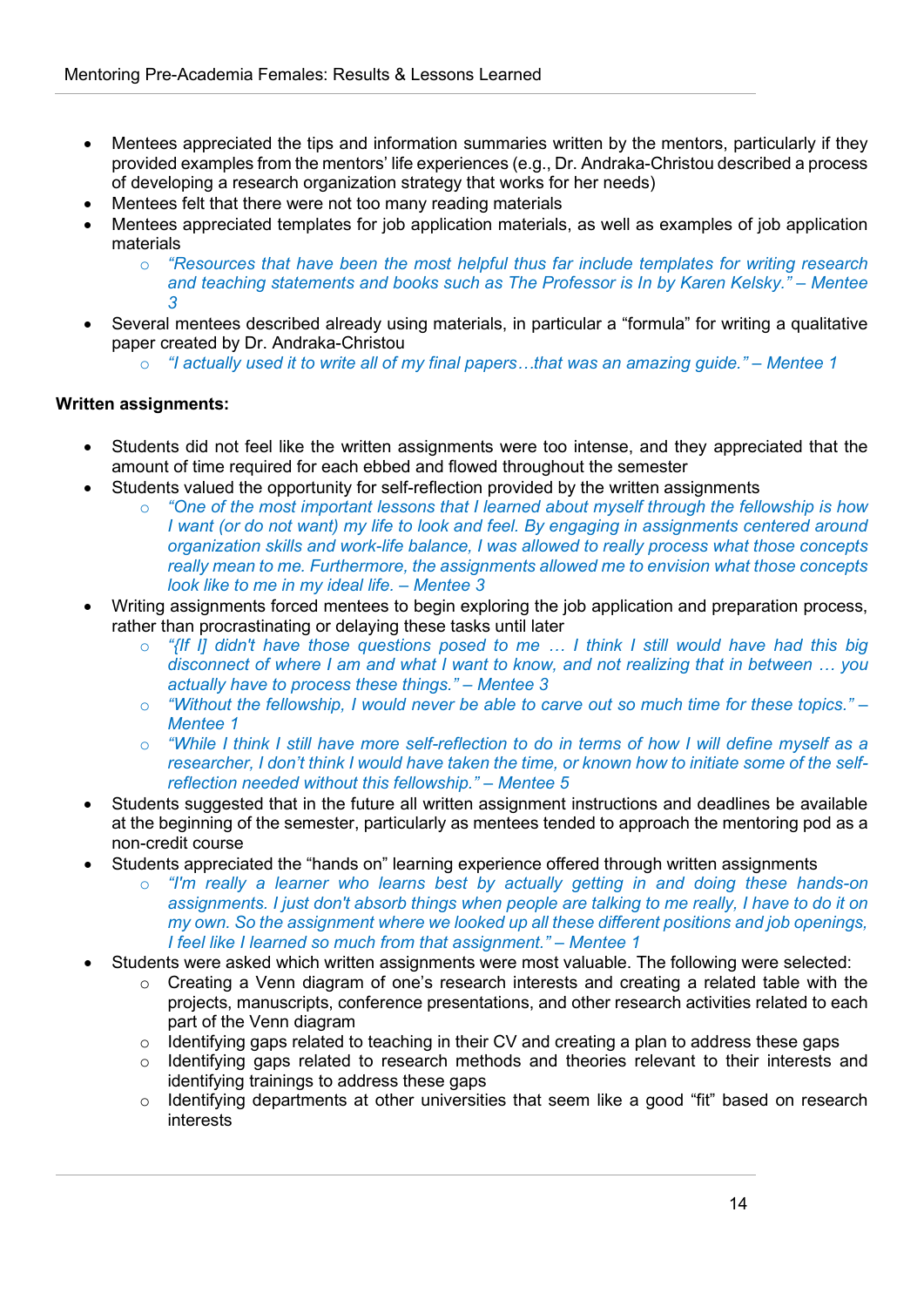- Mentees appreciated the tips and information summaries written by the mentors, particularly if they provided examples from the mentors' life experiences (e.g., Dr. Andraka-Christou described a process of developing a research organization strategy that works for her needs)
- Mentees felt that there were not too many reading materials
- Mentees appreciated templates for job application materials, as well as examples of job application materials
  - *"Resources that have been the most helpful thus far include templates for writing research and teaching statements and books such as The Professor is In by Karen Kelsky." – Mentee 3*
- Several mentees described already using materials, in particular a "formula" for writing a qualitative paper created by Dr. Andraka-Christou
  - *"I actually used it to write all of my final papers…that was an amazing guide." – Mentee 1*

**Written assignments:**

- Students did not feel like the written assignments were too intense, and they appreciated that the amount of time required for each ebbed and flowed throughout the semester
- Students valued the opportunity for self-reflection provided by the written assignments
  - *"One of the most important lessons that I learned about myself through the fellowship is how I want (or do not want) my life to look and feel. By engaging in assignments centered around organization skills and work-life balance, I was allowed to really process what those concepts really mean to me. Furthermore, the assignments allowed me to envision what those concepts look like to me in my ideal life. – Mentee 3*
- Writing assignments forced mentees to begin exploring the job application and preparation process, rather than procrastinating or delaying these tasks until later
  - *"{If I] didn't have those questions posed to me … I think I still would have had this big disconnect of where I am and what I want to know, and not realizing that in between … you actually have to process these things." – Mentee 3*
  - *"Without the fellowship, I would never be able to carve out so much time for these topics." – Mentee 1*
  - *"While I think I still have more self-reflection to do in terms of how I will define myself as a researcher, I don't think I would have taken the time, or known how to initiate some of the self-reflection needed without this fellowship." – Mentee 5*
- Students suggested that in the future all written assignment instructions and deadlines be available at the beginning of the semester, particularly as mentees tended to approach the mentoring pod as a non-credit course
- Students appreciated the "hands on" learning experience offered through written assignments
  - *"I'm really a learner who learns best by actually getting in and doing these hands-on assignments. I just don't absorb things when people are talking to me really, I have to do it on my own. So the assignment where we looked up all these different positions and job openings, I feel like I learned so much from that assignment." – Mentee 1*
- Students were asked which written assignments were most valuable. The following were selected:
  - Creating a Venn diagram of one's research interests and creating a related table with the projects, manuscripts, conference presentations, and other research activities related to each part of the Venn diagram
  - Identifying gaps related to teaching in their CV and creating a plan to address these gaps
  - Identifying gaps related to research methods and theories relevant to their interests and identifying trainings to address these gaps
  - Identifying departments at other universities that seem like a good "fit" based on research interests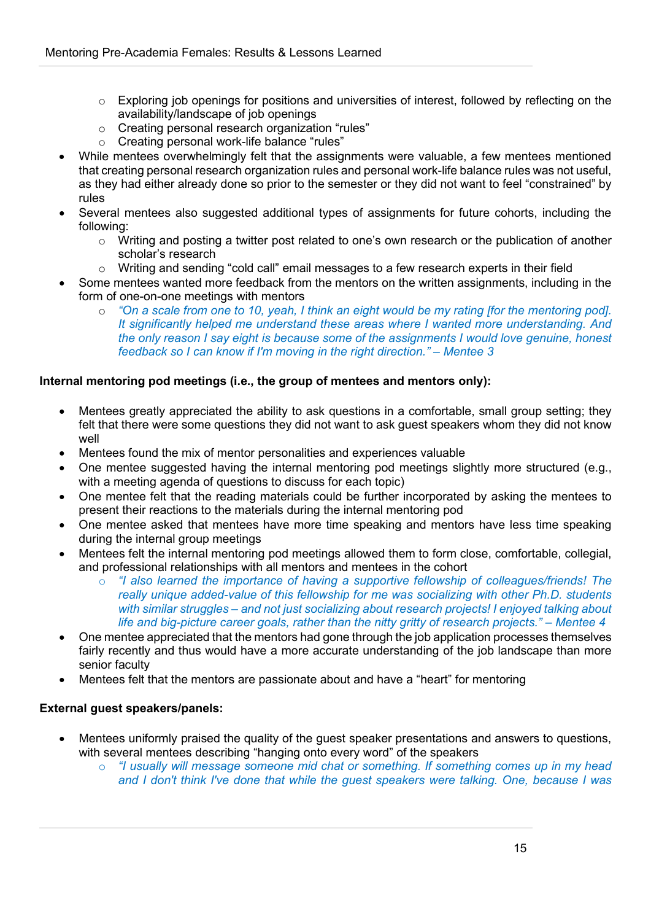- Exploring job openings for positions and universities of interest, followed by reflecting on the availability/landscape of job openings
  - Creating personal research organization "rules"
  - Creating personal work-life balance "rules"
- While mentees overwhelmingly felt that the assignments were valuable, a few mentees mentioned that creating personal research organization rules and personal work-life balance rules was not useful, as they had either already done so prior to the semester or they did not want to feel "constrained" by rules
- Several mentees also suggested additional types of assignments for future cohorts, including the following:
  - Writing and posting a twitter post related to one's own research or the publication of another scholar's research
  - Writing and sending "cold call" email messages to a few research experts in their field
- Some mentees wanted more feedback from the mentors on the written assignments, including in the form of one-on-one meetings with mentors
  - *"On a scale from one to 10, yeah, I think an eight would be my rating [for the mentoring pod]. It significantly helped me understand these areas where I wanted more understanding. And the only reason I say eight is because some of the assignments I would love genuine, honest feedback so I can know if I'm moving in the right direction." – Mentee 3*

**Internal mentoring pod meetings (i.e., the group of mentees and mentors only):**

- Mentees greatly appreciated the ability to ask questions in a comfortable, small group setting; they felt that there were some questions they did not want to ask guest speakers whom they did not know well
- Mentees found the mix of mentor personalities and experiences valuable
- One mentee suggested having the internal mentoring pod meetings slightly more structured (e.g., with a meeting agenda of questions to discuss for each topic)
- One mentee felt that the reading materials could be further incorporated by asking the mentees to present their reactions to the materials during the internal mentoring pod
- One mentee asked that mentees have more time speaking and mentors have less time speaking during the internal group meetings
- Mentees felt the internal mentoring pod meetings allowed them to form close, comfortable, collegial, and professional relationships with all mentors and mentees in the cohort
  - *"I also learned the importance of having a supportive fellowship of colleagues/friends! The really unique added-value of this fellowship for me was socializing with other Ph.D. students with similar struggles – and not just socializing about research projects! I enjoyed talking about life and big-picture career goals, rather than the nitty gritty of research projects." – Mentee 4*
- One mentee appreciated that the mentors had gone through the job application processes themselves fairly recently and thus would have a more accurate understanding of the job landscape than more senior faculty
- Mentees felt that the mentors are passionate about and have a "heart" for mentoring

**External guest speakers/panels:**

- Mentees uniformly praised the quality of the guest speaker presentations and answers to questions, with several mentees describing "hanging onto every word" of the speakers
  - *"I usually will message someone mid chat or something. If something comes up in my head and I don't think I've done that while the guest speakers were talking. One, because I was*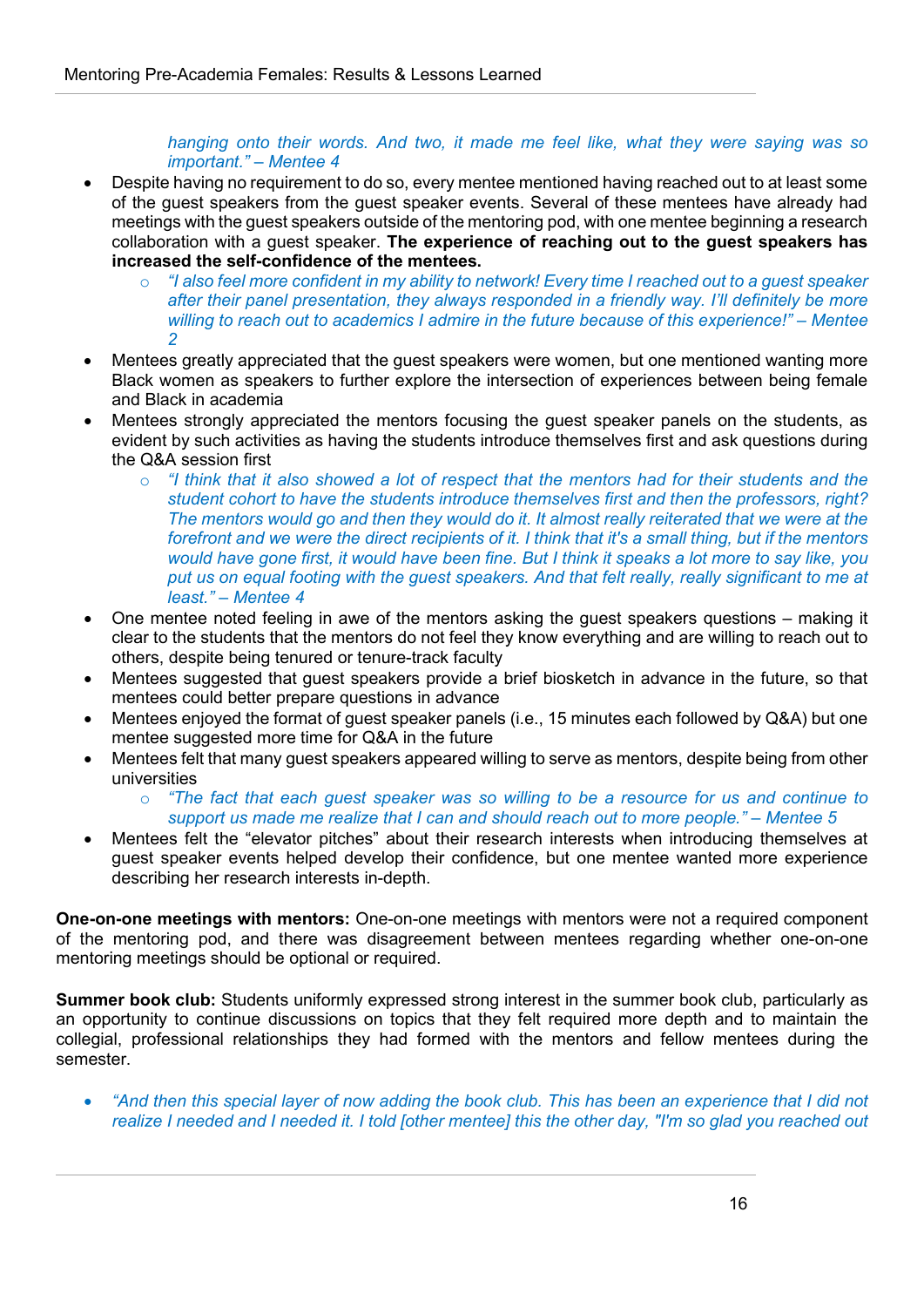*hanging onto their words. And two, it made me feel like, what they were saying was so important." – Mentee 4*

- Despite having no requirement to do so, every mentee mentioned having reached out to at least some of the guest speakers from the guest speaker events. Several of these mentees have already had meetings with the guest speakers outside of the mentoring pod, with one mentee beginning a research collaboration with a guest speaker. **The experience of reaching out to the guest speakers has increased the self-confidence of the mentees.**
  - *"I also feel more confident in my ability to network! Every time I reached out to a guest speaker after their panel presentation, they always responded in a friendly way. I'll definitely be more willing to reach out to academics I admire in the future because of this experience!" – Mentee 2*
- Mentees greatly appreciated that the guest speakers were women, but one mentioned wanting more Black women as speakers to further explore the intersection of experiences between being female and Black in academia
- Mentees strongly appreciated the mentors focusing the guest speaker panels on the students, as evident by such activities as having the students introduce themselves first and ask questions during the Q&A session first
  - *"I think that it also showed a lot of respect that the mentors had for their students and the student cohort to have the students introduce themselves first and then the professors, right? The mentors would go and then they would do it. It almost really reiterated that we were at the forefront and we were the direct recipients of it. I think that it's a small thing, but if the mentors would have gone first, it would have been fine. But I think it speaks a lot more to say like, you put us on equal footing with the guest speakers. And that felt really, really significant to me at least." – Mentee 4*
- One mentee noted feeling in awe of the mentors asking the guest speakers questions – making it clear to the students that the mentors do not feel they know everything and are willing to reach out to others, despite being tenured or tenure-track faculty
- Mentees suggested that guest speakers provide a brief biosketch in advance in the future, so that mentees could better prepare questions in advance
- Mentees enjoyed the format of guest speaker panels (i.e., 15 minutes each followed by Q&A) but one mentee suggested more time for Q&A in the future
- Mentees felt that many guest speakers appeared willing to serve as mentors, despite being from other universities
  - *"The fact that each guest speaker was so willing to be a resource for us and continue to support us made me realize that I can and should reach out to more people." – Mentee 5*
- Mentees felt the "elevator pitches" about their research interests when introducing themselves at guest speaker events helped develop their confidence, but one mentee wanted more experience describing her research interests in-depth.

**One-on-one meetings with mentors:** One-on-one meetings with mentors were not a required component of the mentoring pod, and there was disagreement between mentees regarding whether one-on-one mentoring meetings should be optional or required.

**Summer book club:** Students uniformly expressed strong interest in the summer book club, particularly as an opportunity to continue discussions on topics that they felt required more depth and to maintain the collegial, professional relationships they had formed with the mentors and fellow mentees during the semester.

- *"And then this special layer of now adding the book club. This has been an experience that I did not realize I needed and I needed it. I told [other mentee] this the other day, "I'm so glad you reached out*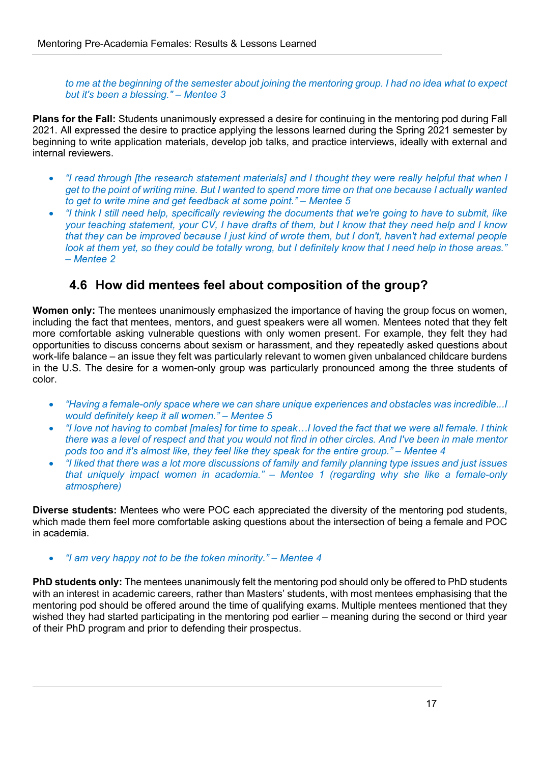*to me at the beginning of the semester about joining the mentoring group. I had no idea what to expect but it's been a blessing." – Mentee 3*

**Plans for the Fall:** Students unanimously expressed a desire for continuing in the mentoring pod during Fall 2021. All expressed the desire to practice applying the lessons learned during the Spring 2021 semester by beginning to write application materials, develop job talks, and practice interviews, ideally with external and internal reviewers.

- *"I read through [the research statement materials] and I thought they were really helpful that when I get to the point of writing mine. But I wanted to spend more time on that one because I actually wanted to get to write mine and get feedback at some point." – Mentee 5*
- *"I think I still need help, specifically reviewing the documents that we're going to have to submit, like your teaching statement, your CV, I have drafts of them, but I know that they need help and I know that they can be improved because I just kind of wrote them, but I don't, haven't had external people look at them yet, so they could be totally wrong, but I definitely know that I need help in those areas." – Mentee 2*

## 4.6 How did mentees feel about composition of the group?

**Women only:** The mentees unanimously emphasized the importance of having the group focus on women, including the fact that mentees, mentors, and guest speakers were all women. Mentees noted that they felt more comfortable asking vulnerable questions with only women present. For example, they felt they had opportunities to discuss concerns about sexism or harassment, and they repeatedly asked questions about work-life balance – an issue they felt was particularly relevant to women given unbalanced childcare burdens in the U.S. The desire for a women-only group was particularly pronounced among the three students of color.

- *"Having a female-only space where we can share unique experiences and obstacles was incredible...I would definitely keep it all women." – Mentee 5*
- *"I love not having to combat [males] for time to speak…I loved the fact that we were all female. I think there was a level of respect and that you would not find in other circles. And I've been in male mentor pods too and it's almost like, they feel like they speak for the entire group." – Mentee 4*
- *"I liked that there was a lot more discussions of family and family planning type issues and just issues that uniquely impact women in academia." – Mentee 1 (regarding why she like a female-only atmosphere)*

**Diverse students:** Mentees who were POC each appreciated the diversity of the mentoring pod students, which made them feel more comfortable asking questions about the intersection of being a female and POC in academia.

- *"I am very happy not to be the token minority." – Mentee 4*

**PhD students only:** The mentees unanimously felt the mentoring pod should only be offered to PhD students with an interest in academic careers, rather than Masters' students, with most mentees emphasising that the mentoring pod should be offered around the time of qualifying exams. Multiple mentees mentioned that they wished they had started participating in the mentoring pod earlier – meaning during the second or third year of their PhD program and prior to defending their prospectus.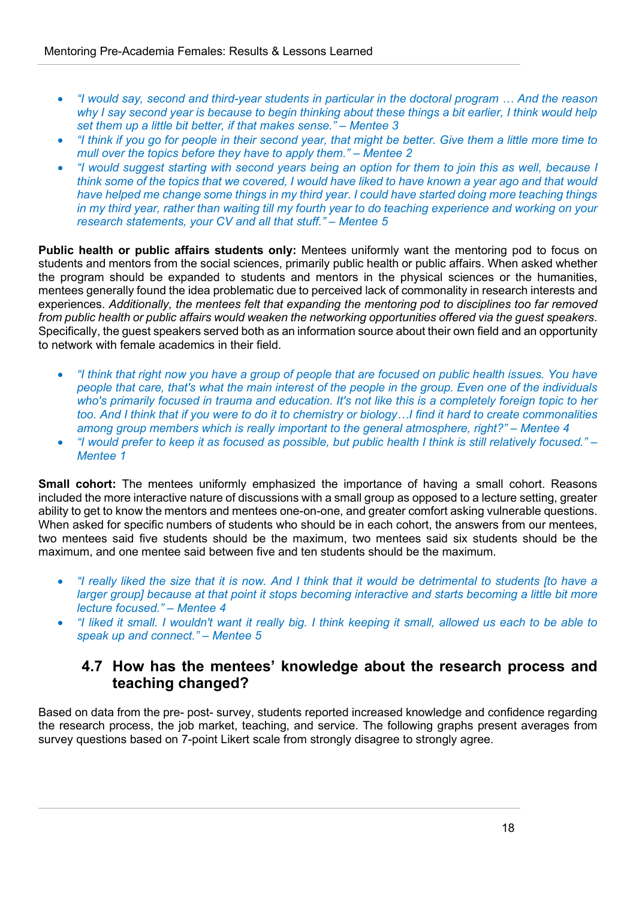- *"I would say, second and third-year students in particular in the doctoral program … And the reason why I say second year is because to begin thinking about these things a bit earlier, I think would help set them up a little bit better, if that makes sense." – Mentee 3*
- *"I think if you go for people in their second year, that might be better. Give them a little more time to mull over the topics before they have to apply them." – Mentee 2*
- *"I would suggest starting with second years being an option for them to join this as well, because I think some of the topics that we covered, I would have liked to have known a year ago and that would have helped me change some things in my third year. I could have started doing more teaching things in my third year, rather than waiting till my fourth year to do teaching experience and working on your research statements, your CV and all that stuff." – Mentee 5*

**Public health or public affairs students only:** Mentees uniformly want the mentoring pod to focus on students and mentors from the social sciences, primarily public health or public affairs. When asked whether the program should be expanded to students and mentors in the physical sciences or the humanities, mentees generally found the idea problematic due to perceived lack of commonality in research interests and experiences. *Additionally, the mentees felt that expanding the mentoring pod to disciplines too far removed from public health or public affairs would weaken the networking opportunities offered via the guest speakers*. Specifically, the guest speakers served both as an information source about their own field and an opportunity to network with female academics in their field.

- *"I think that right now you have a group of people that are focused on public health issues. You have people that care, that's what the main interest of the people in the group. Even one of the individuals who's primarily focused in trauma and education. It's not like this is a completely foreign topic to her too. And I think that if you were to do it to chemistry or biology…I find it hard to create commonalities among group members which is really important to the general atmosphere, right?" – Mentee 4*
- *"I would prefer to keep it as focused as possible, but public health I think is still relatively focused." – Mentee 1*

**Small cohort:** The mentees uniformly emphasized the importance of having a small cohort. Reasons included the more interactive nature of discussions with a small group as opposed to a lecture setting, greater ability to get to know the mentors and mentees one-on-one, and greater comfort asking vulnerable questions. When asked for specific numbers of students who should be in each cohort, the answers from our mentees, two mentees said five students should be the maximum, two mentees said six students should be the maximum, and one mentee said between five and ten students should be the maximum.

- *"I really liked the size that it is now. And I think that it would be detrimental to students [to have a larger group] because at that point it stops becoming interactive and starts becoming a little bit more lecture focused." – Mentee 4*
- *"I liked it small. I wouldn't want it really big. I think keeping it small, allowed us each to be able to speak up and connect." – Mentee 5*

## 4.7 How has the mentees' knowledge about the research process and teaching changed?

Based on data from the pre- post- survey, students reported increased knowledge and confidence regarding the research process, the job market, teaching, and service. The following graphs present averages from survey questions based on 7-point Likert scale from strongly disagree to strongly agree.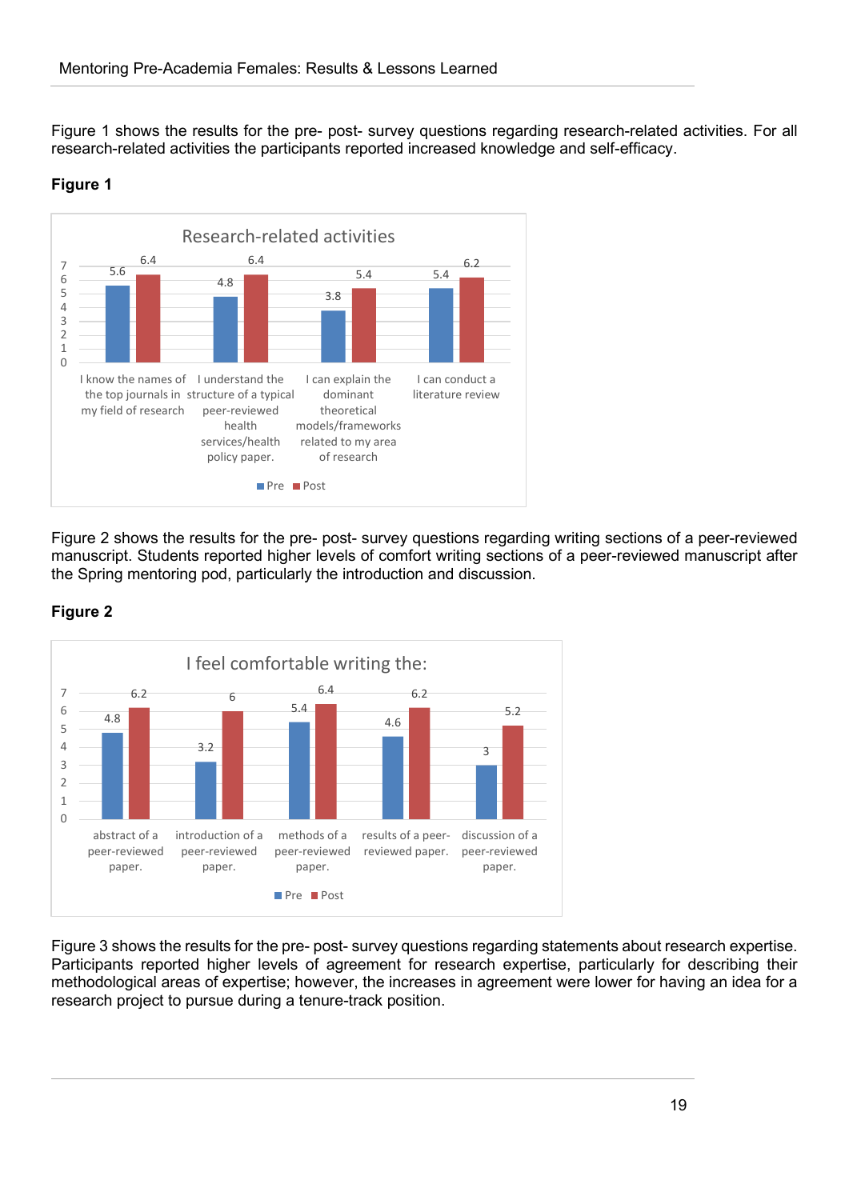Figure 1 shows the results for the pre- post- survey questions regarding research-related activities. For all research-related activities the participants reported increased knowledge and self-efficacy.

**Figure 1**

Research-related activities

| | Pre | Post |
|---|---|---|
| I know the names of the top journals in my field of research | 5.6 | 6.4 |
| I understand the structure of a typical peer-reviewed health services/health policy paper. | 4.8 | 6.4 |
| I can explain the dominant theoretical models/frameworks related to my area of research | 3.8 | 5.4 |
| I can conduct a literature review | 5.4 | 6.2 |

Figure 2 shows the results for the pre- post- survey questions regarding writing sections of a peer-reviewed manuscript. Students reported higher levels of comfort writing sections of a peer-reviewed manuscript after the Spring mentoring pod, particularly the introduction and discussion.

**Figure 2**

I feel comfortable writing the:

| | Pre | Post |
|---|---|---|
| abstract of a peer-reviewed paper. | 4.8 | 6.2 |
| introduction of a peer-reviewed paper. | 3.2 | 6 |
| methods of a peer-reviewed paper. | 5.4 | 6.4 |
| results of a peer-reviewed paper. | 4.6 | 6.2 |
| discussion of a peer-reviewed paper. | 3 | 5.2 |

Figure 3 shows the results for the pre- post- survey questions regarding statements about research expertise. Participants reported higher levels of agreement for research expertise, particularly for describing their methodological areas of expertise; however, the increases in agreement were lower for having an idea for a research project to pursue during a tenure-track position.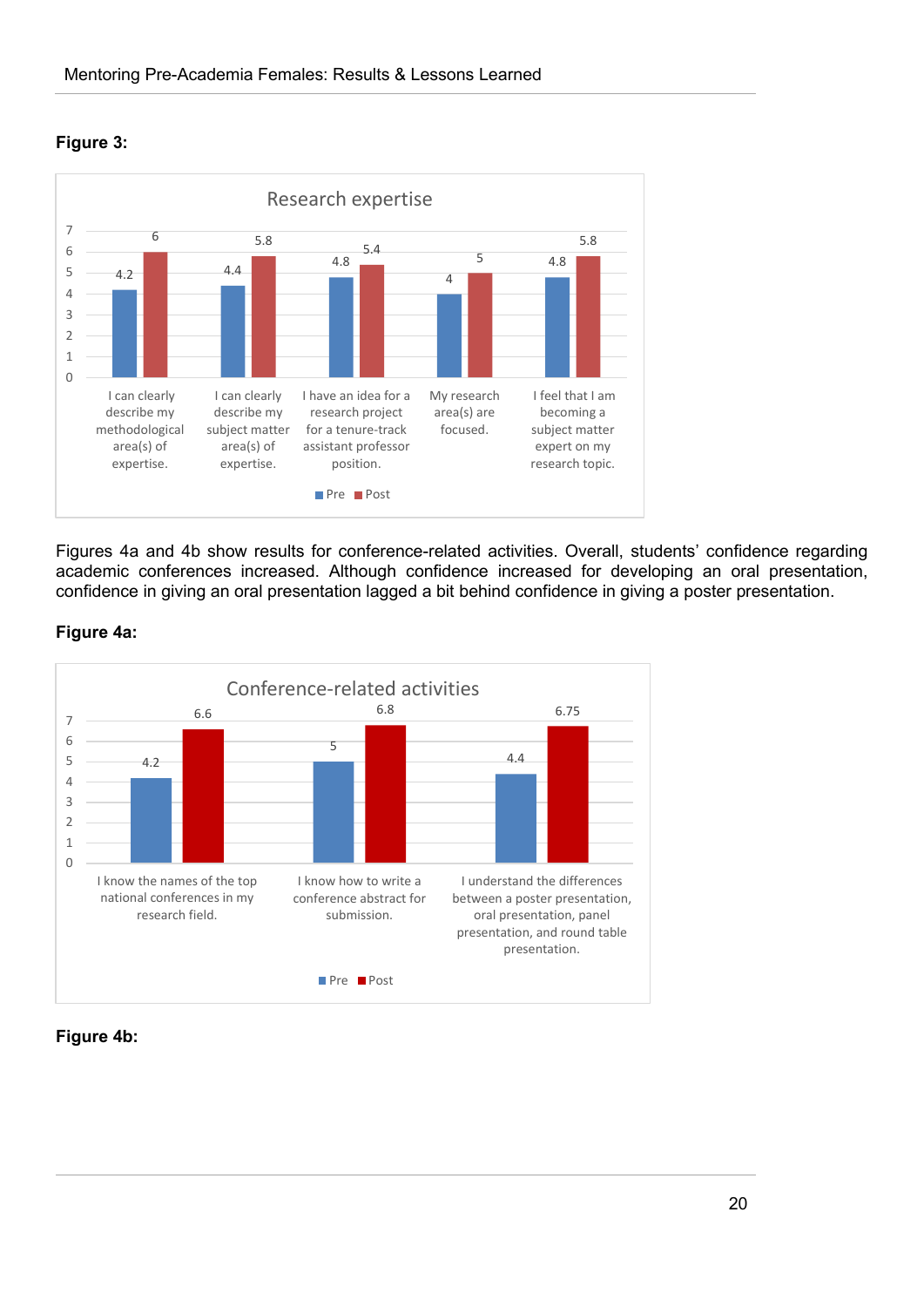**Figure 3:**

Research expertise

| | Pre | Post |
|---|---|---|
| I can clearly describe my methodological area(s) of expertise. | 4.2 | 6 |
| I can clearly describe my subject matter area(s) of expertise. | 4.4 | 5.8 |
| I have an idea for a research project for a tenure-track assistant professor position. | 4.8 | 5.4 |
| My research area(s) are focused. | 4 | 5 |
| I feel that I am becoming a subject matter expert on my research topic. | 4.8 | 5.8 |

Figures 4a and 4b show results for conference-related activities. Overall, students' confidence regarding academic conferences increased. Although confidence increased for developing an oral presentation, confidence in giving an oral presentation lagged a bit behind confidence in giving a poster presentation.

**Figure 4a:**

Conference-related activities

| | Pre | Post |
|---|---|---|
| I know the names of the top national conferences in my research field. | 4.2 | 6.6 |
| I know how to write a conference abstract for submission. | 5 | 6.8 |
| I understand the differences between a poster presentation, oral presentation, panel presentation, and round table presentation. | 4.4 | 6.75 |

**Figure 4b:**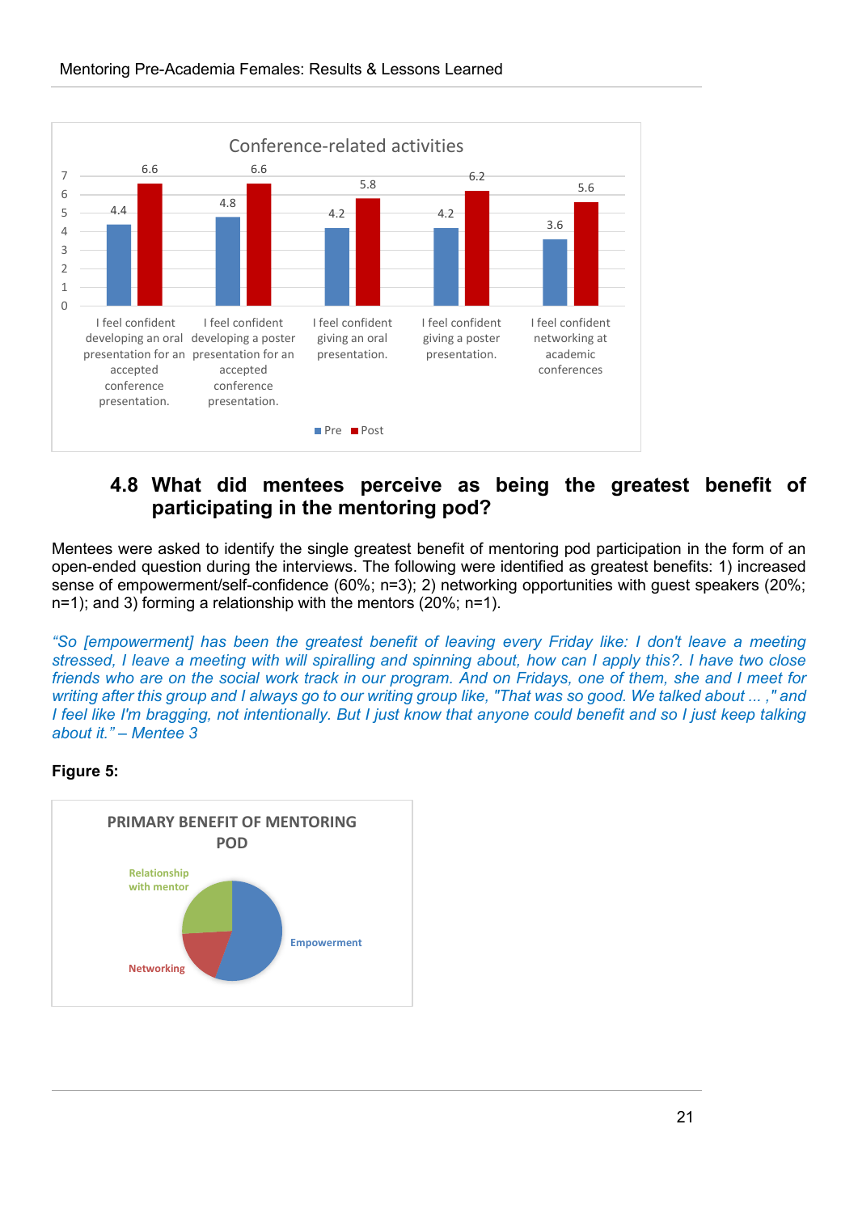Conference-related activities

| | Pre | Post |
|---|---|---|
| I feel confident developing an oral presentation for an accepted conference presentation. | 4.4 | 6.6 |
| I feel confident developing a poster presentation for an accepted conference presentation. | 4.8 | 6.6 |
| I feel confident giving an oral presentation. | 4.2 | 5.8 |
| I feel confident giving a poster presentation. | 4.2 | 6.2 |
| I feel confident networking at academic conferences | 3.6 | 5.6 |

### 4.8 What did mentees perceive as being the greatest benefit of participating in the mentoring pod?

Mentees were asked to identify the single greatest benefit of mentoring pod participation in the form of an open-ended question during the interviews. The following were identified as greatest benefits: 1) increased sense of empowerment/self-confidence (60%; n=3); 2) networking opportunities with guest speakers (20%; n=1); and 3) forming a relationship with the mentors (20%; n=1).

*"So [empowerment] has been the greatest benefit of leaving every Friday like: I don't leave a meeting stressed, I leave a meeting with will spiralling and spinning about, how can I apply this?. I have two close friends who are on the social work track in our program. And on Fridays, one of them, she and I meet for writing after this group and I always go to our writing group like, "That was so good. We talked about ... ," and I feel like I'm bragging, not intentionally. But I just know that anyone could benefit and so I just keep talking about it." – Mentee 3*

**Figure 5:**

PRIMARY BENEFIT OF MENTORING POD

- Empowerment
- Networking
- Relationship with mentor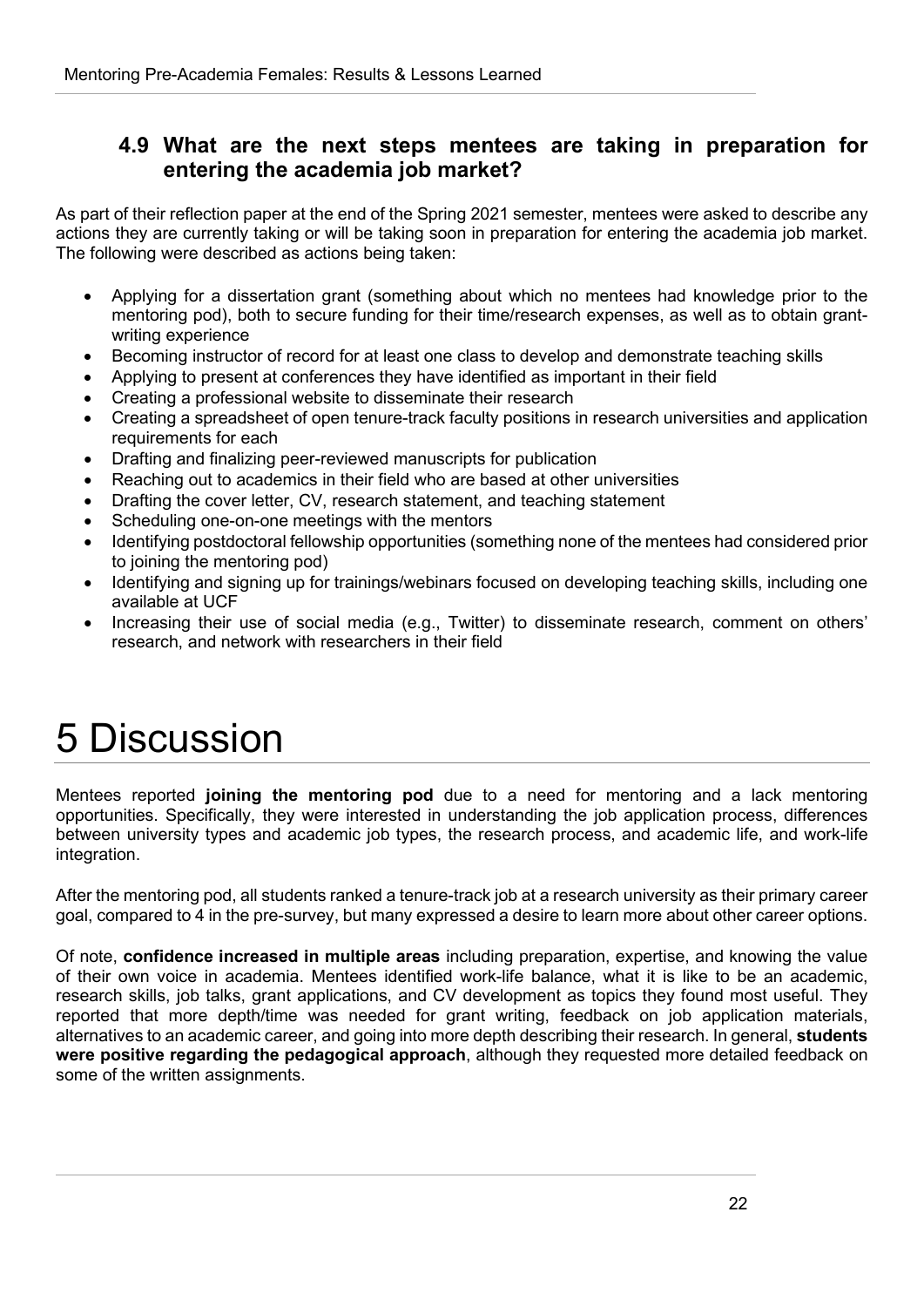## 4.9 What are the next steps mentees are taking in preparation for entering the academia job market?

As part of their reflection paper at the end of the Spring 2021 semester, mentees were asked to describe any actions they are currently taking or will be taking soon in preparation for entering the academia job market. The following were described as actions being taken:

- Applying for a dissertation grant (something about which no mentees had knowledge prior to the mentoring pod), both to secure funding for their time/research expenses, as well as to obtain grant-writing experience
- Becoming instructor of record for at least one class to develop and demonstrate teaching skills
- Applying to present at conferences they have identified as important in their field
- Creating a professional website to disseminate their research
- Creating a spreadsheet of open tenure-track faculty positions in research universities and application requirements for each
- Drafting and finalizing peer-reviewed manuscripts for publication
- Reaching out to academics in their field who are based at other universities
- Drafting the cover letter, CV, research statement, and teaching statement
- Scheduling one-on-one meetings with the mentors
- Identifying postdoctoral fellowship opportunities (something none of the mentees had considered prior to joining the mentoring pod)
- Identifying and signing up for trainings/webinars focused on developing teaching skills, including one available at UCF
- Increasing their use of social media (e.g., Twitter) to disseminate research, comment on others' research, and network with researchers in their field

# 5 Discussion

Mentees reported **joining the mentoring pod** due to a need for mentoring and a lack mentoring opportunities. Specifically, they were interested in understanding the job application process, differences between university types and academic job types, the research process, and academic life, and work-life integration.

After the mentoring pod, all students ranked a tenure-track job at a research university as their primary career goal, compared to 4 in the pre-survey, but many expressed a desire to learn more about other career options.

Of note, **confidence increased in multiple areas** including preparation, expertise, and knowing the value of their own voice in academia. Mentees identified work-life balance, what it is like to be an academic, research skills, job talks, grant applications, and CV development as topics they found most useful. They reported that more depth/time was needed for grant writing, feedback on job application materials, alternatives to an academic career, and going into more depth describing their research. In general, **students were positive regarding the pedagogical approach**, although they requested more detailed feedback on some of the written assignments.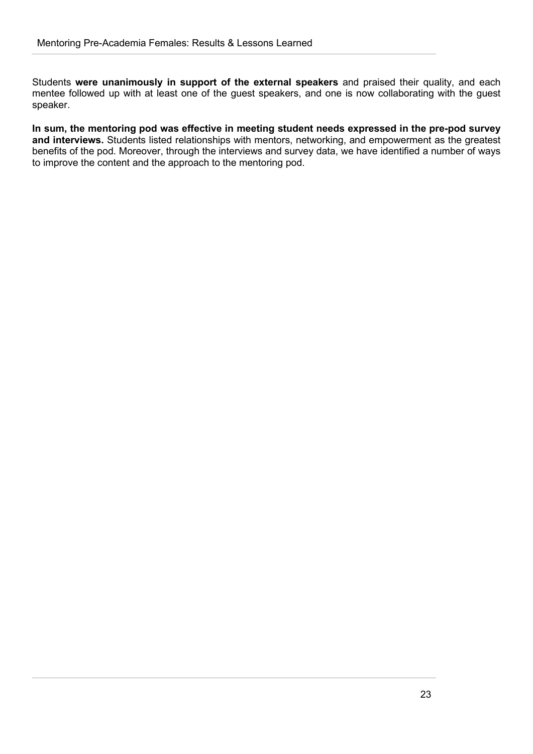Students **were unanimously in support of the external speakers** and praised their quality, and each mentee followed up with at least one of the guest speakers, and one is now collaborating with the guest speaker.

**In sum, the mentoring pod was effective in meeting student needs expressed in the pre-pod survey and interviews.** Students listed relationships with mentors, networking, and empowerment as the greatest benefits of the pod. Moreover, through the interviews and survey data, we have identified a number of ways to improve the content and the approach to the mentoring pod.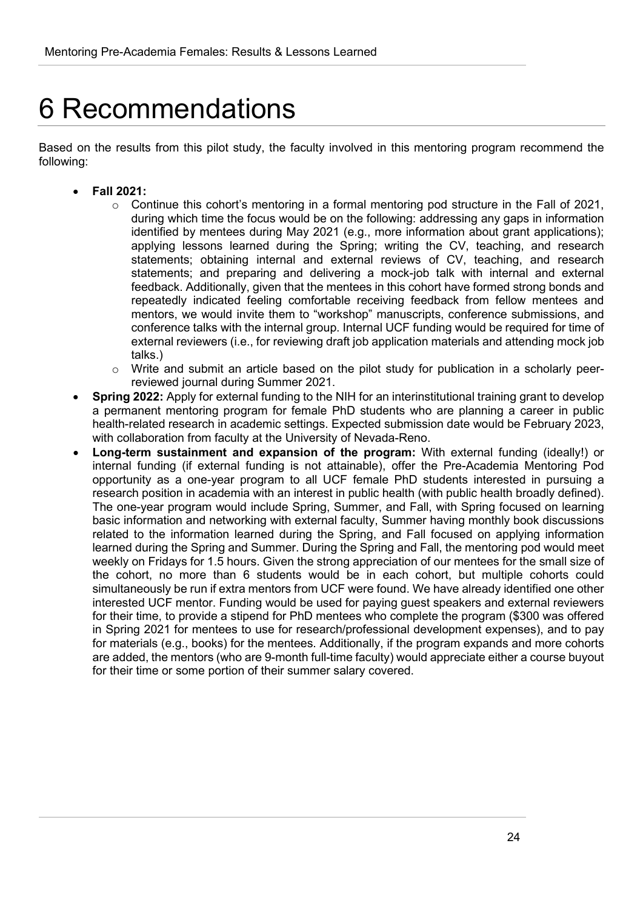# 6 Recommendations

Based on the results from this pilot study, the faculty involved in this mentoring program recommend the following:

- **Fall 2021:**
  - Continue this cohort's mentoring in a formal mentoring pod structure in the Fall of 2021, during which time the focus would be on the following: addressing any gaps in information identified by mentees during May 2021 (e.g., more information about grant applications); applying lessons learned during the Spring; writing the CV, teaching, and research statements; obtaining internal and external reviews of CV, teaching, and research statements; and preparing and delivering a mock-job talk with internal and external feedback. Additionally, given that the mentees in this cohort have formed strong bonds and repeatedly indicated feeling comfortable receiving feedback from fellow mentees and mentors, we would invite them to "workshop" manuscripts, conference submissions, and conference talks with the internal group. Internal UCF funding would be required for time of external reviewers (i.e., for reviewing draft job application materials and attending mock job talks.)
  - Write and submit an article based on the pilot study for publication in a scholarly peer-reviewed journal during Summer 2021.
- **Spring 2022:** Apply for external funding to the NIH for an interinstitutional training grant to develop a permanent mentoring program for female PhD students who are planning a career in public health-related research in academic settings. Expected submission date would be February 2023, with collaboration from faculty at the University of Nevada-Reno.
- **Long-term sustainment and expansion of the program:** With external funding (ideally!) or internal funding (if external funding is not attainable), offer the Pre-Academia Mentoring Pod opportunity as a one-year program to all UCF female PhD students interested in pursuing a research position in academia with an interest in public health (with public health broadly defined). The one-year program would include Spring, Summer, and Fall, with Spring focused on learning basic information and networking with external faculty, Summer having monthly book discussions related to the information learned during the Spring, and Fall focused on applying information learned during the Spring and Summer. During the Spring and Fall, the mentoring pod would meet weekly on Fridays for 1.5 hours. Given the strong appreciation of our mentees for the small size of the cohort, no more than 6 students would be in each cohort, but multiple cohorts could simultaneously be run if extra mentors from UCF were found. We have already identified one other interested UCF mentor. Funding would be used for paying guest speakers and external reviewers for their time, to provide a stipend for PhD mentees who complete the program ($300 was offered in Spring 2021 for mentees to use for research/professional development expenses), and to pay for materials (e.g., books) for the mentees. Additionally, if the program expands and more cohorts are added, the mentors (who are 9-month full-time faculty) would appreciate either a course buyout for their time or some portion of their summer salary covered.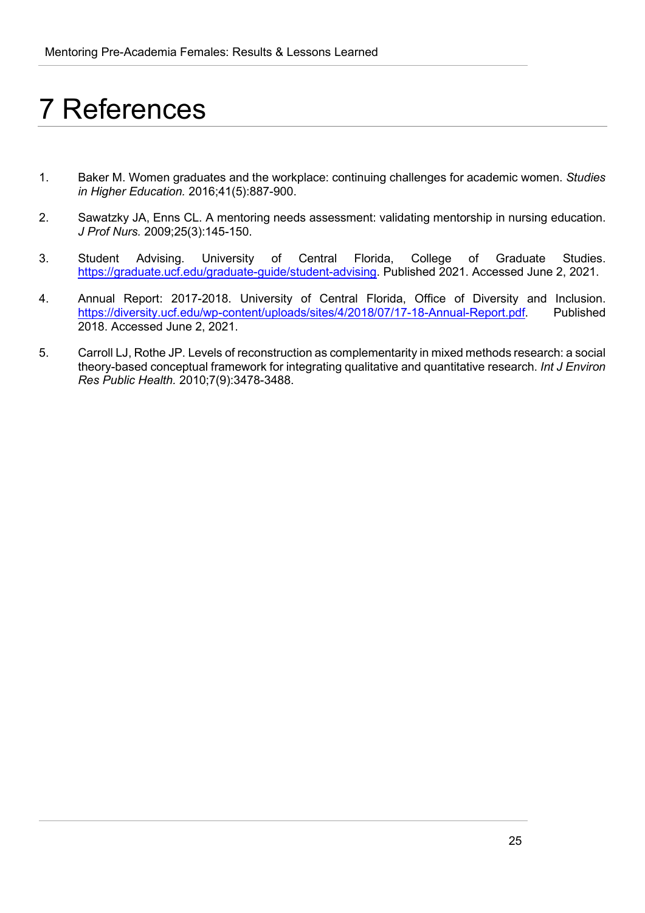# 7 References

1. Baker M. Women graduates and the workplace: continuing challenges for academic women. *Studies in Higher Education.* 2016;41(5):887-900.

2. Sawatzky JA, Enns CL. A mentoring needs assessment: validating mentorship in nursing education. *J Prof Nurs.* 2009;25(3):145-150.

3. Student Advising. University of Central Florida, College of Graduate Studies. https://graduate.ucf.edu/graduate-guide/student-advising. Published 2021. Accessed June 2, 2021.

4. Annual Report: 2017-2018. University of Central Florida, Office of Diversity and Inclusion. https://diversity.ucf.edu/wp-content/uploads/sites/4/2018/07/17-18-Annual-Report.pdf. Published 2018. Accessed June 2, 2021.

5. Carroll LJ, Rothe JP. Levels of reconstruction as complementarity in mixed methods research: a social theory-based conceptual framework for integrating qualitative and quantitative research. *Int J Environ Res Public Health.* 2010;7(9):3478-3488.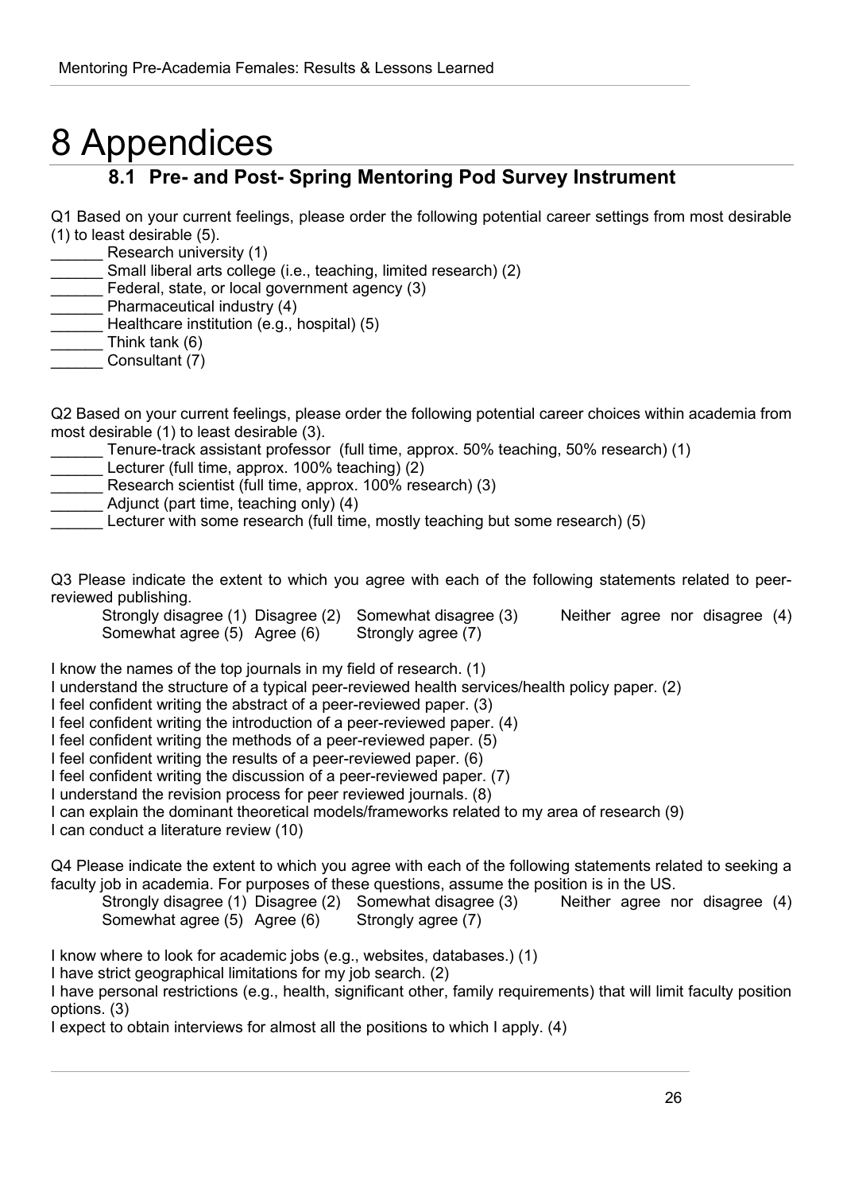# 8 Appendices

## 8.1 Pre- and Post- Spring Mentoring Pod Survey Instrument

Q1 Based on your current feelings, please order the following potential career settings from most desirable (1) to least desirable (5).

______ Research university (1)
______ Small liberal arts college (i.e., teaching, limited research) (2)
______ Federal, state, or local government agency (3)
______ Pharmaceutical industry (4)
______ Healthcare institution (e.g., hospital) (5)
______ Think tank (6)
______ Consultant (7)

Q2 Based on your current feelings, please order the following potential career choices within academia from most desirable (1) to least desirable (3).

______ Tenure-track assistant professor (full time, approx. 50% teaching, 50% research) (1)
______ Lecturer (full time, approx. 100% teaching) (2)
______ Research scientist (full time, approx. 100% research) (3)
______ Adjunct (part time, teaching only) (4)
______ Lecturer with some research (full time, mostly teaching but some research) (5)

Q3 Please indicate the extent to which you agree with each of the following statements related to peer-reviewed publishing.

Strongly disagree (1) Disagree (2) Somewhat disagree (3) Neither agree nor disagree (4) Somewhat agree (5) Agree (6) Strongly agree (7)

I know the names of the top journals in my field of research. (1)
I understand the structure of a typical peer-reviewed health services/health policy paper. (2)
I feel confident writing the abstract of a peer-reviewed paper. (3)
I feel confident writing the introduction of a peer-reviewed paper. (4)
I feel confident writing the methods of a peer-reviewed paper. (5)
I feel confident writing the results of a peer-reviewed paper. (6)
I feel confident writing the discussion of a peer-reviewed paper. (7)
I understand the revision process for peer reviewed journals. (8)
I can explain the dominant theoretical models/frameworks related to my area of research (9)
I can conduct a literature review (10)

Q4 Please indicate the extent to which you agree with each of the following statements related to seeking a faculty job in academia. For purposes of these questions, assume the position is in the US.

Strongly disagree (1) Disagree (2) Somewhat disagree (3) Neither agree nor disagree (4) Somewhat agree (5) Agree (6) Strongly agree (7)

I know where to look for academic jobs (e.g., websites, databases.) (1)
I have strict geographical limitations for my job search. (2)
I have personal restrictions (e.g., health, significant other, family requirements) that will limit faculty position options. (3)
I expect to obtain interviews for almost all the positions to which I apply. (4)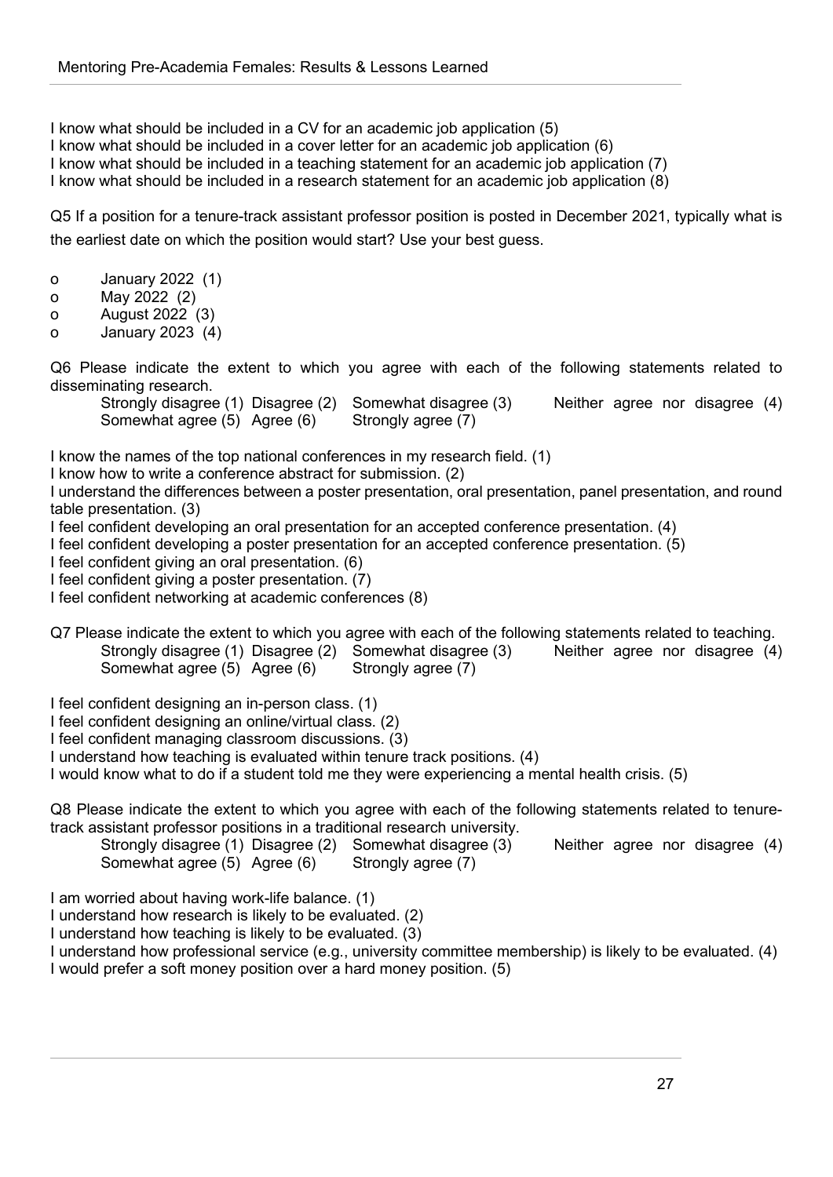I know what should be included in a CV for an academic job application (5)
I know what should be included in a cover letter for an academic job application (6)
I know what should be included in a teaching statement for an academic job application (7)
I know what should be included in a research statement for an academic job application (8)

Q5 If a position for a tenure-track assistant professor position is posted in December 2021, typically what is the earliest date on which the position would start? Use your best guess.

- o January 2022 (1)
- o May 2022 (2)
- o August 2022 (3)
- o January 2023 (4)

Q6 Please indicate the extent to which you agree with each of the following statements related to disseminating research.

Strongly disagree (1) Disagree (2) Somewhat disagree (3) Neither agree nor disagree (4) Somewhat agree (5) Agree (6) Strongly agree (7)

I know the names of the top national conferences in my research field. (1)
I know how to write a conference abstract for submission. (2)
I understand the differences between a poster presentation, oral presentation, panel presentation, and round table presentation. (3)
I feel confident developing an oral presentation for an accepted conference presentation. (4)
I feel confident developing a poster presentation for an accepted conference presentation. (5)
I feel confident giving an oral presentation. (6)
I feel confident giving a poster presentation. (7)
I feel confident networking at academic conferences (8)

Q7 Please indicate the extent to which you agree with each of the following statements related to teaching.

Strongly disagree (1) Disagree (2) Somewhat disagree (3) Neither agree nor disagree (4) Somewhat agree (5) Agree (6) Strongly agree (7)

I feel confident designing an in-person class. (1)
I feel confident designing an online/virtual class. (2)
I feel confident managing classroom discussions. (3)
I understand how teaching is evaluated within tenure track positions. (4)
I would know what to do if a student told me they were experiencing a mental health crisis. (5)

Q8 Please indicate the extent to which you agree with each of the following statements related to tenure-track assistant professor positions in a traditional research university.

Strongly disagree (1) Disagree (2) Somewhat disagree (3) Neither agree nor disagree (4) Somewhat agree (5) Agree (6) Strongly agree (7)

I am worried about having work-life balance. (1)
I understand how research is likely to be evaluated. (2)
I understand how teaching is likely to be evaluated. (3)
I understand how professional service (e.g., university committee membership) is likely to be evaluated. (4)
I would prefer a soft money position over a hard money position. (5)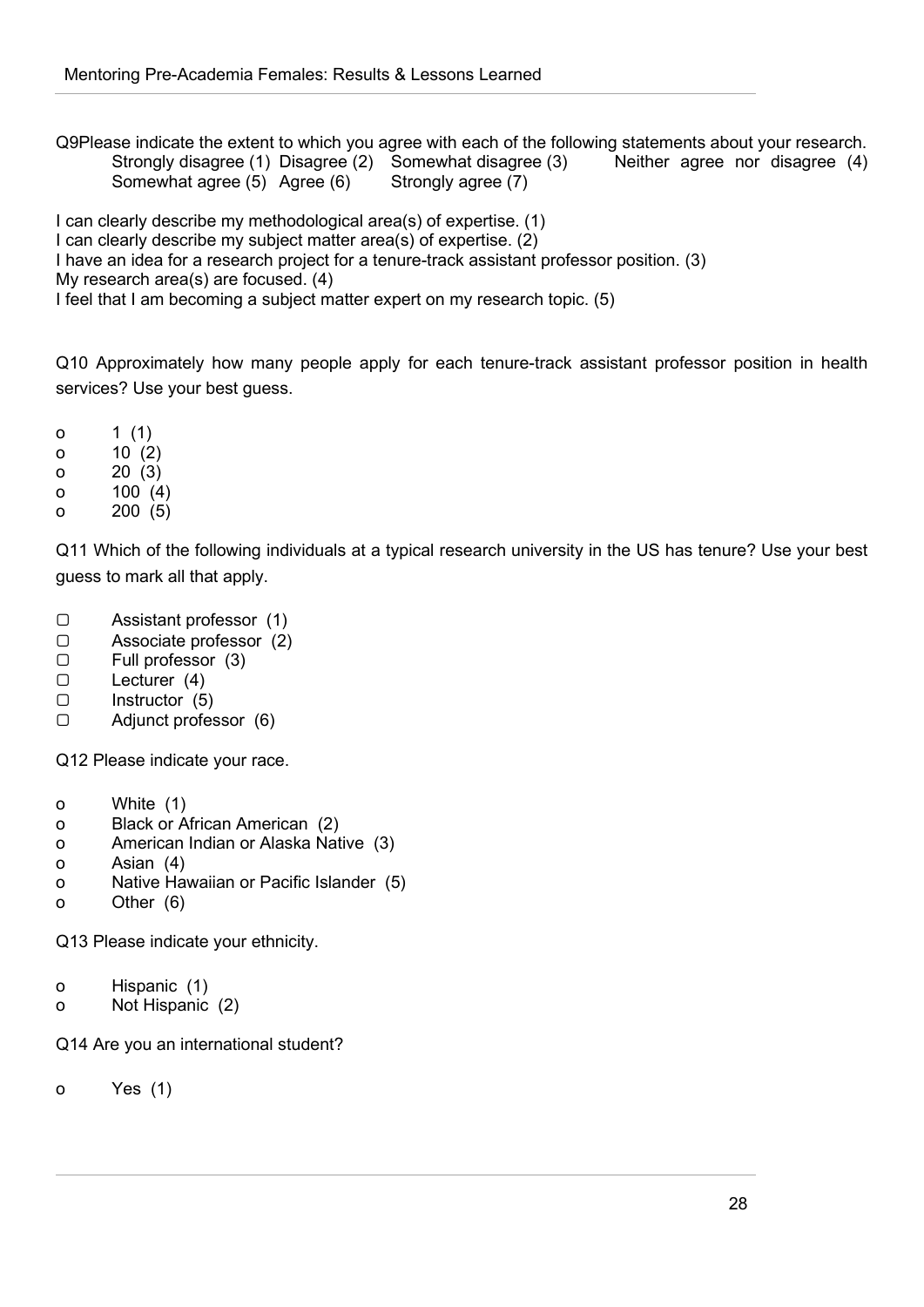Q9Please indicate the extent to which you agree with each of the following statements about your research.
Strongly disagree (1) Disagree (2) Somewhat disagree (3) Neither agree nor disagree (4) Somewhat agree (5) Agree (6) Strongly agree (7)

I can clearly describe my methodological area(s) of expertise. (1)
I can clearly describe my subject matter area(s) of expertise. (2)
I have an idea for a research project for a tenure-track assistant professor position. (3)
My research area(s) are focused. (4)
I feel that I am becoming a subject matter expert on my research topic. (5)

Q10 Approximately how many people apply for each tenure-track assistant professor position in health services? Use your best guess.

- o 1 (1)
- o 10 (2)
- o 20 (3)
- o 100 (4)
- o 200 (5)

Q11 Which of the following individuals at a typical research university in the US has tenure? Use your best guess to mark all that apply.

- ▢ Assistant professor (1)
- ▢ Associate professor (2)
- ▢ Full professor (3)
- ▢ Lecturer (4)
- ▢ Instructor (5)
- ▢ Adjunct professor (6)

Q12 Please indicate your race.

- o White (1)
- o Black or African American (2)
- o American Indian or Alaska Native (3)
- o Asian (4)
- o Native Hawaiian or Pacific Islander (5)
- o Other (6)

Q13 Please indicate your ethnicity.

- o Hispanic (1)
- o Not Hispanic (2)

Q14 Are you an international student?

- o Yes (1)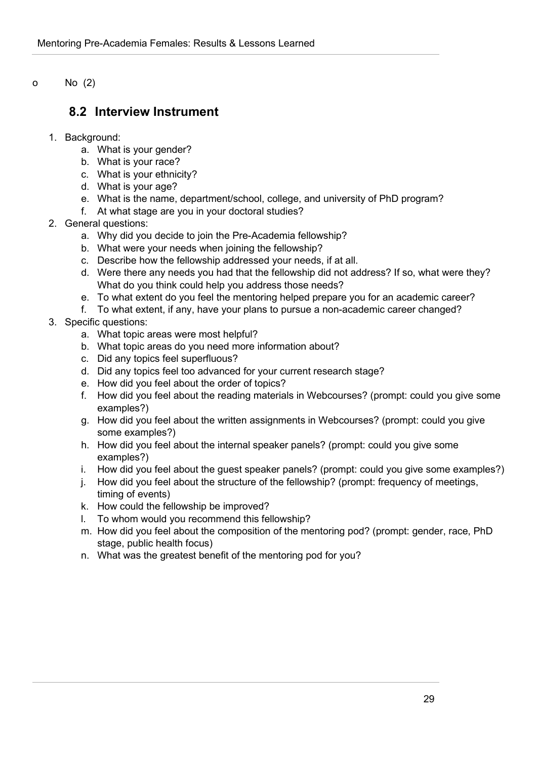o No (2)

## 8.2 Interview Instrument

1. Background:
    a. What is your gender?
    b. What is your race?
    c. What is your ethnicity?
    d. What is your age?
    e. What is the name, department/school, college, and university of PhD program?
    f. At what stage are you in your doctoral studies?
2. General questions:
    a. Why did you decide to join the Pre-Academia fellowship?
    b. What were your needs when joining the fellowship?
    c. Describe how the fellowship addressed your needs, if at all.
    d. Were there any needs you had that the fellowship did not address? If so, what were they? What do you think could help you address those needs?
    e. To what extent do you feel the mentoring helped prepare you for an academic career?
    f. To what extent, if any, have your plans to pursue a non-academic career changed?
3. Specific questions:
    a. What topic areas were most helpful?
    b. What topic areas do you need more information about?
    c. Did any topics feel superfluous?
    d. Did any topics feel too advanced for your current research stage?
    e. How did you feel about the order of topics?
    f. How did you feel about the reading materials in Webcourses? (prompt: could you give some examples?)
    g. How did you feel about the written assignments in Webcourses? (prompt: could you give some examples?)
    h. How did you feel about the internal speaker panels? (prompt: could you give some examples?)
    i. How did you feel about the guest speaker panels? (prompt: could you give some examples?)
    j. How did you feel about the structure of the fellowship? (prompt: frequency of meetings, timing of events)
    k. How could the fellowship be improved?
    l. To whom would you recommend this fellowship?
    m. How did you feel about the composition of the mentoring pod? (prompt: gender, race, PhD stage, public health focus)
    n. What was the greatest benefit of the mentoring pod for you?